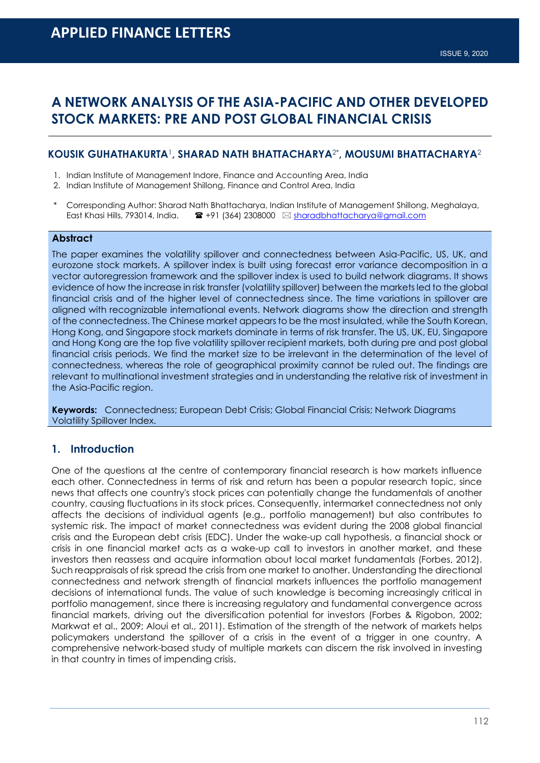# A NETWORK ANALYSIS OF THE ASIA-PACIFIC AND OTHER DEVELOPED STOCK MARKETS: PRE AND POST GLOBAL FINANCIAL CRISIS

**KOUSIK GUHATHAKURTA[1], SHARAD NATH BHATTACHARYA[2*], MOUSUMI BHATTACHARYA[2]**

1. Indian Institute of Management Indore, Finance and Accounting Area, India
2. Indian Institute of Management Shillong, Finance and Control Area, India

\* Corresponding Author: Sharad Nath Bhattacharya, Indian Institute of Management Shillong, Meghalaya, East Khasi Hills, 793014, India. ☎ +91 (364) 2308000 ✉ sharadbhattacharya@gmail.com

## Abstract

The paper examines the volatility spillover and connectedness between Asia-Pacific, US, UK, and eurozone stock markets. A spillover index is built using forecast error variance decomposition in a vector autoregression framework and the spillover index is used to build network diagrams. It shows evidence of how the increase in risk transfer (volatility spillover) between the markets led to the global financial crisis and of the higher level of connectedness since. The time variations in spillover are aligned with recognizable international events. Network diagrams show the direction and strength of the connectedness. The Chinese market appears to be the most insulated, while the South Korean, Hong Kong, and Singapore stock markets dominate in terms of risk transfer. The US, UK, EU, Singapore and Hong Kong are the top five volatility spillover recipient markets, both during pre and post global financial crisis periods. We find the market size to be irrelevant in the determination of the level of connectedness, whereas the role of geographical proximity cannot be ruled out. The findings are relevant to multinational investment strategies and in understanding the relative risk of investment in the Asia-Pacific region.

**Keywords:** Connectedness; European Debt Crisis; Global Financial Crisis; Network Diagrams Volatility Spillover Index.

## 1. Introduction

One of the questions at the centre of contemporary financial research is how markets influence each other. Connectedness in terms of risk and return has been a popular research topic, since news that affects one country's stock prices can potentially change the fundamentals of another country, causing fluctuations in its stock prices. Consequently, intermarket connectedness not only affects the decisions of individual agents (e.g., portfolio management) but also contributes to systemic risk. The impact of market connectedness was evident during the 2008 global financial crisis and the European debt crisis (EDC). Under the wake-up call hypothesis, a financial shock or crisis in one financial market acts as a wake-up call to investors in another market, and these investors then reassess and acquire information about local market fundamentals (Forbes, 2012). Such reappraisals of risk spread the crisis from one market to another. Understanding the directional connectedness and network strength of financial markets influences the portfolio management decisions of international funds. The value of such knowledge is becoming increasingly critical in portfolio management, since there is increasing regulatory and fundamental convergence across financial markets, driving out the diversification potential for investors (Forbes & Rigobon, 2002; Markwat et al., 2009; Aloui et al., 2011). Estimation of the strength of the network of markets helps policymakers understand the spillover of a crisis in the event of a trigger in one country. A comprehensive network-based study of multiple markets can discern the risk involved in investing in that country in times of impending crisis.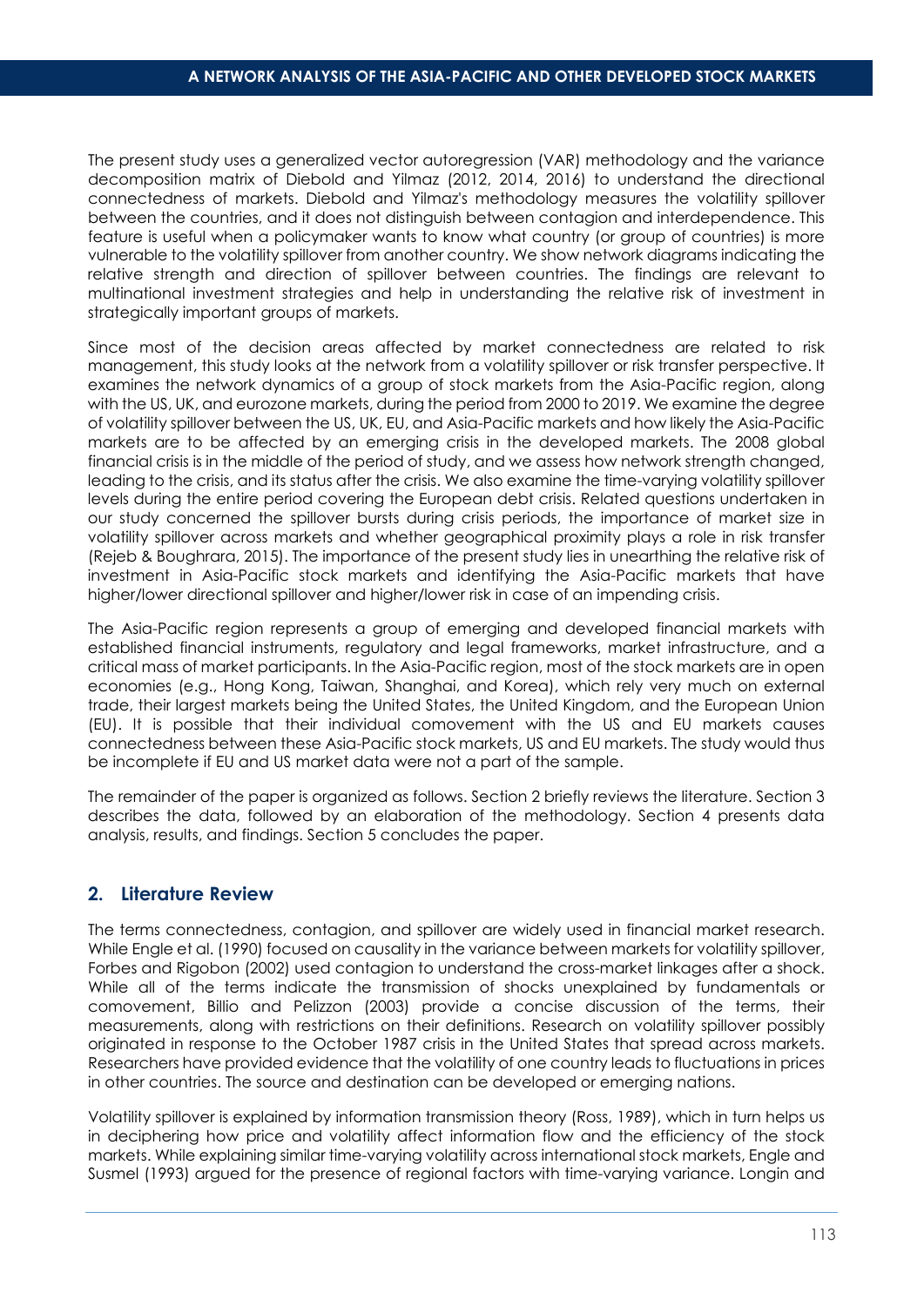The present study uses a generalized vector autoregression (VAR) methodology and the variance decomposition matrix of Diebold and Yilmaz (2012, 2014, 2016) to understand the directional connectedness of markets. Diebold and Yilmaz's methodology measures the volatility spillover between the countries, and it does not distinguish between contagion and interdependence. This feature is useful when a policymaker wants to know what country (or group of countries) is more vulnerable to the volatility spillover from another country. We show network diagrams indicating the relative strength and direction of spillover between countries. The findings are relevant to multinational investment strategies and help in understanding the relative risk of investment in strategically important groups of markets.

Since most of the decision areas affected by market connectedness are related to risk management, this study looks at the network from a volatility spillover or risk transfer perspective. It examines the network dynamics of a group of stock markets from the Asia-Pacific region, along with the US, UK, and eurozone markets, during the period from 2000 to 2019. We examine the degree of volatility spillover between the US, UK, EU, and Asia-Pacific markets and how likely the Asia-Pacific markets are to be affected by an emerging crisis in the developed markets. The 2008 global financial crisis is in the middle of the period of study, and we assess how network strength changed, leading to the crisis, and its status after the crisis. We also examine the time-varying volatility spillover levels during the entire period covering the European debt crisis. Related questions undertaken in our study concerned the spillover bursts during crisis periods, the importance of market size in volatility spillover across markets and whether geographical proximity plays a role in risk transfer (Rejeb & Boughrara, 2015). The importance of the present study lies in unearthing the relative risk of investment in Asia-Pacific stock markets and identifying the Asia-Pacific markets that have higher/lower directional spillover and higher/lower risk in case of an impending crisis.

The Asia-Pacific region represents a group of emerging and developed financial markets with established financial instruments, regulatory and legal frameworks, market infrastructure, and a critical mass of market participants. In the Asia-Pacific region, most of the stock markets are in open economies (e.g., Hong Kong, Taiwan, Shanghai, and Korea), which rely very much on external trade, their largest markets being the United States, the United Kingdom, and the European Union (EU). It is possible that their individual comovement with the US and EU markets causes connectedness between these Asia-Pacific stock markets, US and EU markets. The study would thus be incomplete if EU and US market data were not a part of the sample.

The remainder of the paper is organized as follows. Section 2 briefly reviews the literature. Section 3 describes the data, followed by an elaboration of the methodology. Section 4 presents data analysis, results, and findings. Section 5 concludes the paper.

## 2. Literature Review

The terms connectedness, contagion, and spillover are widely used in financial market research. While Engle et al. (1990) focused on causality in the variance between markets for volatility spillover, Forbes and Rigobon (2002) used contagion to understand the cross-market linkages after a shock. While all of the terms indicate the transmission of shocks unexplained by fundamentals or comovement, Billio and Pelizzon (2003) provide a concise discussion of the terms, their measurements, along with restrictions on their definitions. Research on volatility spillover possibly originated in response to the October 1987 crisis in the United States that spread across markets. Researchers have provided evidence that the volatility of one country leads to fluctuations in prices in other countries. The source and destination can be developed or emerging nations.

Volatility spillover is explained by information transmission theory (Ross, 1989), which in turn helps us in deciphering how price and volatility affect information flow and the efficiency of the stock markets. While explaining similar time-varying volatility across international stock markets, Engle and Susmel (1993) argued for the presence of regional factors with time-varying variance. Longin and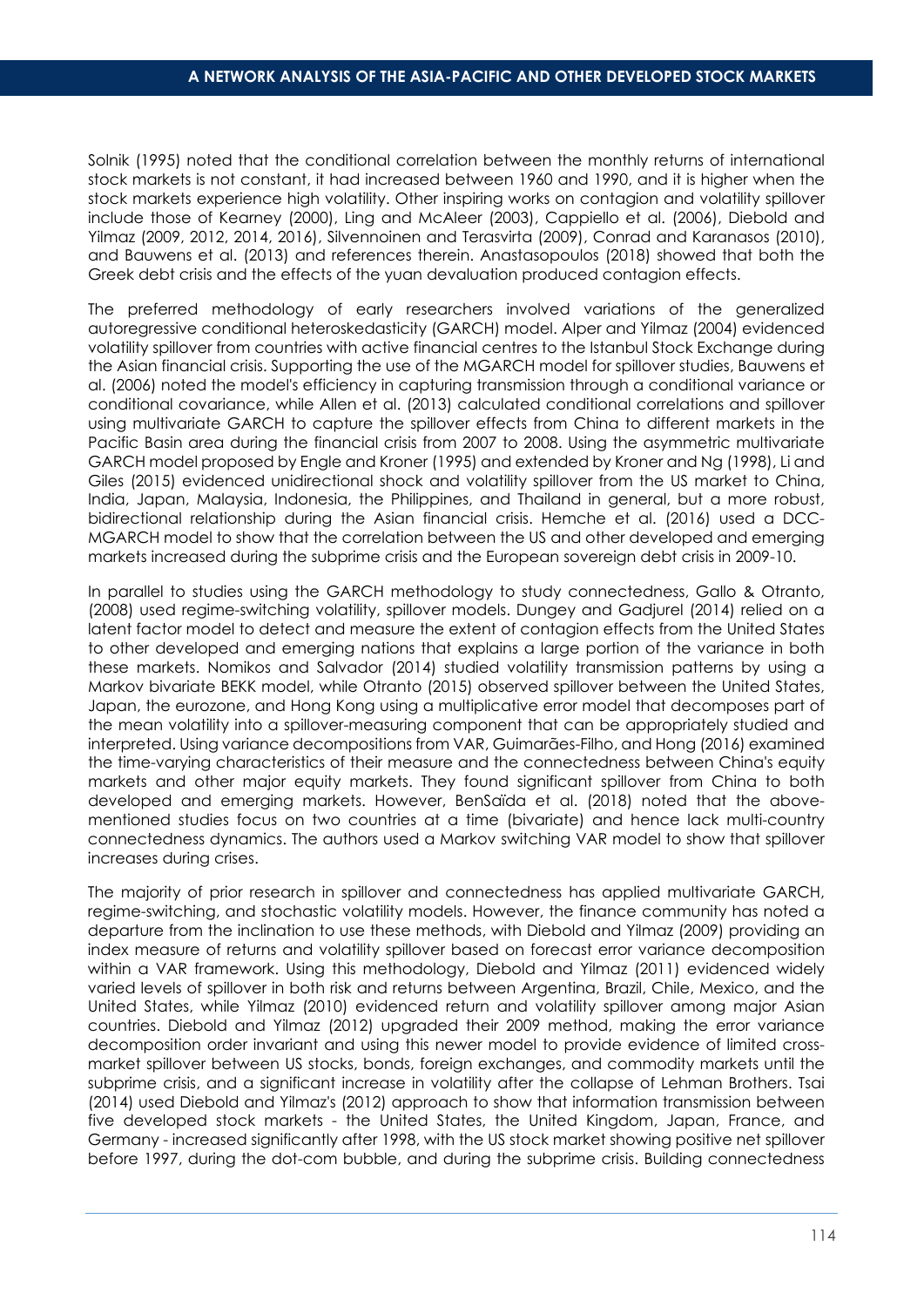Solnik (1995) noted that the conditional correlation between the monthly returns of international stock markets is not constant, it had increased between 1960 and 1990, and it is higher when the stock markets experience high volatility. Other inspiring works on contagion and volatility spillover include those of Kearney (2000), Ling and McAleer (2003), Cappiello et al. (2006), Diebold and Yilmaz (2009, 2012, 2014, 2016), Silvennoinen and Terasvirta (2009), Conrad and Karanasos (2010), and Bauwens et al. (2013) and references therein. Anastasopoulos (2018) showed that both the Greek debt crisis and the effects of the yuan devaluation produced contagion effects.

The preferred methodology of early researchers involved variations of the generalized autoregressive conditional heteroskedasticity (GARCH) model. Alper and Yilmaz (2004) evidenced volatility spillover from countries with active financial centres to the Istanbul Stock Exchange during the Asian financial crisis. Supporting the use of the MGARCH model for spillover studies, Bauwens et al. (2006) noted the model's efficiency in capturing transmission through a conditional variance or conditional covariance, while Allen et al. (2013) calculated conditional correlations and spillover using multivariate GARCH to capture the spillover effects from China to different markets in the Pacific Basin area during the financial crisis from 2007 to 2008. Using the asymmetric multivariate GARCH model proposed by Engle and Kroner (1995) and extended by Kroner and Ng (1998), Li and Giles (2015) evidenced unidirectional shock and volatility spillover from the US market to China, India, Japan, Malaysia, Indonesia, the Philippines, and Thailand in general, but a more robust, bidirectional relationship during the Asian financial crisis. Hemche et al. (2016) used a DCC-MGARCH model to show that the correlation between the US and other developed and emerging markets increased during the subprime crisis and the European sovereign debt crisis in 2009-10.

In parallel to studies using the GARCH methodology to study connectedness, Gallo & Otranto, (2008) used regime-switching volatility, spillover models. Dungey and Gadjurel (2014) relied on a latent factor model to detect and measure the extent of contagion effects from the United States to other developed and emerging nations that explains a large portion of the variance in both these markets. Nomikos and Salvador (2014) studied volatility transmission patterns by using a Markov bivariate BEKK model, while Otranto (2015) observed spillover between the United States, Japan, the eurozone, and Hong Kong using a multiplicative error model that decomposes part of the mean volatility into a spillover-measuring component that can be appropriately studied and interpreted. Using variance decompositions from VAR, Guimarães-Filho, and Hong (2016) examined the time-varying characteristics of their measure and the connectedness between China's equity markets and other major equity markets. They found significant spillover from China to both developed and emerging markets. However, BenSaïda et al. (2018) noted that the above-mentioned studies focus on two countries at a time (bivariate) and hence lack multi-country connectedness dynamics. The authors used a Markov switching VAR model to show that spillover increases during crises.

The majority of prior research in spillover and connectedness has applied multivariate GARCH, regime-switching, and stochastic volatility models. However, the finance community has noted a departure from the inclination to use these methods, with Diebold and Yilmaz (2009) providing an index measure of returns and volatility spillover based on forecast error variance decomposition within a VAR framework. Using this methodology, Diebold and Yilmaz (2011) evidenced widely varied levels of spillover in both risk and returns between Argentina, Brazil, Chile, Mexico, and the United States, while Yilmaz (2010) evidenced return and volatility spillover among major Asian countries. Diebold and Yilmaz (2012) upgraded their 2009 method, making the error variance decomposition order invariant and using this newer model to provide evidence of limited cross-market spillover between US stocks, bonds, foreign exchanges, and commodity markets until the subprime crisis, and a significant increase in volatility after the collapse of Lehman Brothers. Tsai (2014) used Diebold and Yilmaz's (2012) approach to show that information transmission between five developed stock markets - the United States, the United Kingdom, Japan, France, and Germany - increased significantly after 1998, with the US stock market showing positive net spillover before 1997, during the dot-com bubble, and during the subprime crisis. Building connectedness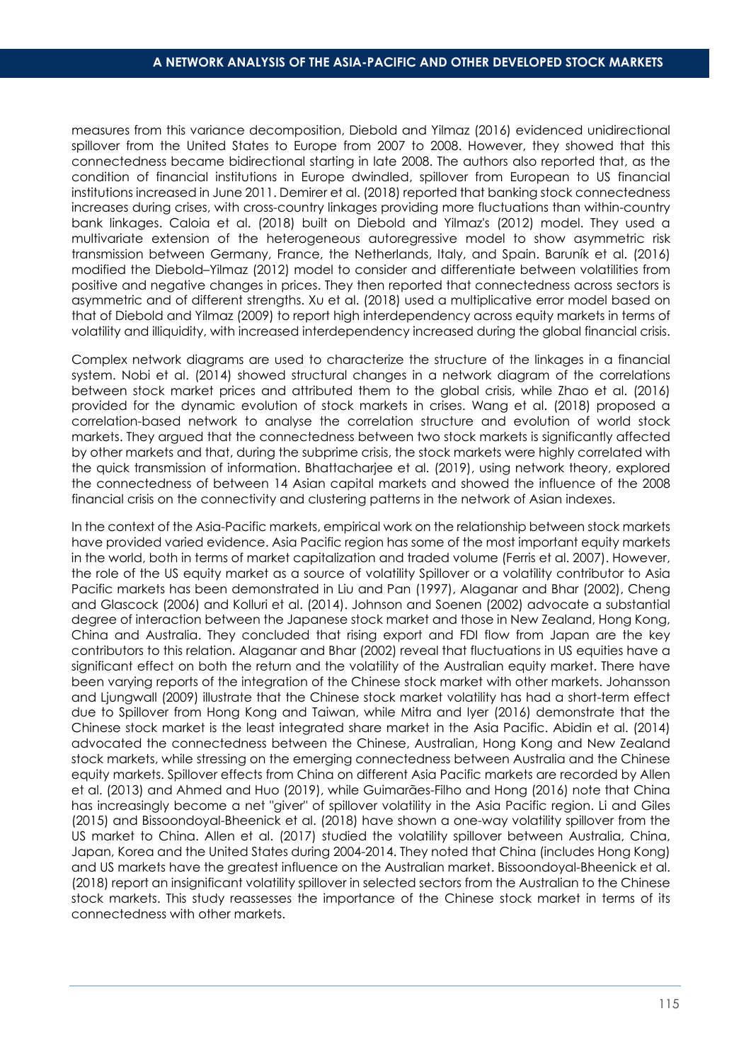measures from this variance decomposition, Diebold and Yilmaz (2016) evidenced unidirectional spillover from the United States to Europe from 2007 to 2008. However, they showed that this connectedness became bidirectional starting in late 2008. The authors also reported that, as the condition of financial institutions in Europe dwindled, spillover from European to US financial institutions increased in June 2011. Demirer et al. (2018) reported that banking stock connectedness increases during crises, with cross-country linkages providing more fluctuations than within-country bank linkages. Caloia et al. (2018) built on Diebold and Yilmaz's (2012) model. They used a multivariate extension of the heterogeneous autoregressive model to show asymmetric risk transmission between Germany, France, the Netherlands, Italy, and Spain. Baruník et al. (2016) modified the Diebold–Yilmaz (2012) model to consider and differentiate between volatilities from positive and negative changes in prices. They then reported that connectedness across sectors is asymmetric and of different strengths. Xu et al. (2018) used a multiplicative error model based on that of Diebold and Yilmaz (2009) to report high interdependency across equity markets in terms of volatility and illiquidity, with increased interdependency increased during the global financial crisis.

Complex network diagrams are used to characterize the structure of the linkages in a financial system. Nobi et al. (2014) showed structural changes in a network diagram of the correlations between stock market prices and attributed them to the global crisis, while Zhao et al. (2016) provided for the dynamic evolution of stock markets in crises. Wang et al. (2018) proposed a correlation-based network to analyse the correlation structure and evolution of world stock markets. They argued that the connectedness between two stock markets is significantly affected by other markets and that, during the subprime crisis, the stock markets were highly correlated with the quick transmission of information. Bhattacharjee et al. (2019), using network theory, explored the connectedness of between 14 Asian capital markets and showed the influence of the 2008 financial crisis on the connectivity and clustering patterns in the network of Asian indexes.

In the context of the Asia-Pacific markets, empirical work on the relationship between stock markets have provided varied evidence. Asia Pacific region has some of the most important equity markets in the world, both in terms of market capitalization and traded volume (Ferris et al. 2007). However, the role of the US equity market as a source of volatility Spillover or a volatility contributor to Asia Pacific markets has been demonstrated in Liu and Pan (1997), Alaganar and Bhar (2002), Cheng and Glascock (2006) and Kolluri et al. (2014). Johnson and Soenen (2002) advocate a substantial degree of interaction between the Japanese stock market and those in New Zealand, Hong Kong, China and Australia. They concluded that rising export and FDI flow from Japan are the key contributors to this relation. Alaganar and Bhar (2002) reveal that fluctuations in US equities have a significant effect on both the return and the volatility of the Australian equity market. There have been varying reports of the integration of the Chinese stock market with other markets. Johansson and Ljungwall (2009) illustrate that the Chinese stock market volatility has had a short-term effect due to Spillover from Hong Kong and Taiwan, while Mitra and Iyer (2016) demonstrate that the Chinese stock market is the least integrated share market in the Asia Pacific. Abidin et al. (2014) advocated the connectedness between the Chinese, Australian, Hong Kong and New Zealand stock markets, while stressing on the emerging connectedness between Australia and the Chinese equity markets. Spillover effects from China on different Asia Pacific markets are recorded by Allen et al. (2013) and Ahmed and Huo (2019), while Guimarães-Filho and Hong (2016) note that China has increasingly become a net "giver" of spillover volatility in the Asia Pacific region. Li and Giles (2015) and Bissoondoyal-Bheenick et al. (2018) have shown a one-way volatility spillover from the US market to China. Allen et al. (2017) studied the volatility spillover between Australia, China, Japan, Korea and the United States during 2004-2014. They noted that China (includes Hong Kong) and US markets have the greatest influence on the Australian market. Bissoondoyal-Bheenick et al. (2018) report an insignificant volatility spillover in selected sectors from the Australian to the Chinese stock markets. This study reassesses the importance of the Chinese stock market in terms of its connectedness with other markets.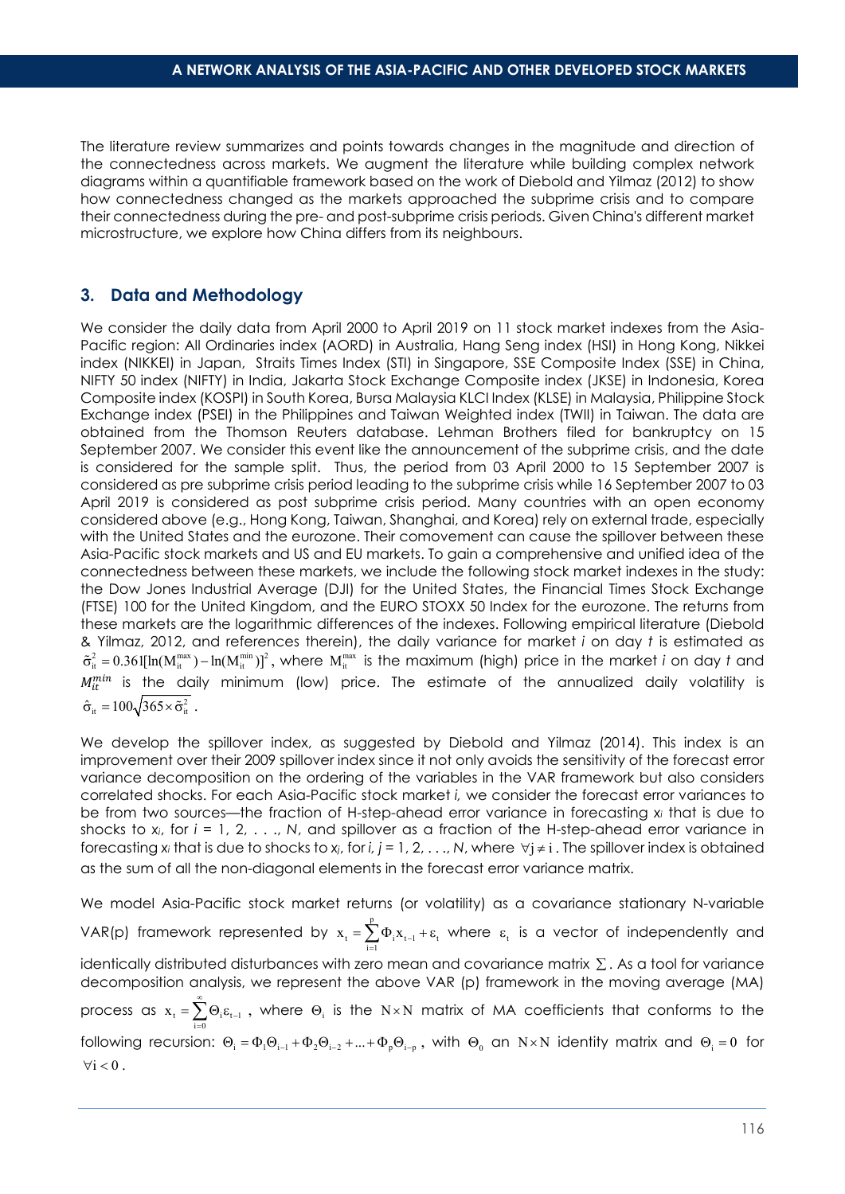The literature review summarizes and points towards changes in the magnitude and direction of the connectedness across markets. We augment the literature while building complex network diagrams within a quantifiable framework based on the work of Diebold and Yilmaz (2012) to show how connectedness changed as the markets approached the subprime crisis and to compare their connectedness during the pre- and post-subprime crisis periods. Given China's different market microstructure, we explore how China differs from its neighbours.

## 3. Data and Methodology

We consider the daily data from April 2000 to April 2019 on 11 stock market indexes from the Asia-Pacific region: All Ordinaries index (AORD) in Australia, Hang Seng index (HSI) in Hong Kong, Nikkei index (NIKKEI) in Japan, Straits Times Index (STI) in Singapore, SSE Composite Index (SSE) in China, NIFTY 50 index (NIFTY) in India, Jakarta Stock Exchange Composite index (JKSE) in Indonesia, Korea Composite index (KOSPI) in South Korea, Bursa Malaysia KLCI Index (KLSE) in Malaysia, Philippine Stock Exchange index (PSEI) in the Philippines and Taiwan Weighted index (TWII) in Taiwan. The data are obtained from the Thomson Reuters database. Lehman Brothers filed for bankruptcy on 15 September 2007. We consider this event like the announcement of the subprime crisis, and the date is considered for the sample split. Thus, the period from 03 April 2000 to 15 September 2007 is considered as pre subprime crisis period leading to the subprime crisis while 16 September 2007 to 03 April 2019 is considered as post subprime crisis period. Many countries with an open economy considered above (e.g., Hong Kong, Taiwan, Shanghai, and Korea) rely on external trade, especially with the United States and the eurozone. Their comovement can cause the spillover between these Asia-Pacific stock markets and US and EU markets. To gain a comprehensive and unified idea of the connectedness between these markets, we include the following stock market indexes in the study: the Dow Jones Industrial Average (DJI) for the United States, the Financial Times Stock Exchange (FTSE) 100 for the United Kingdom, and the EURO STOXX 50 Index for the eurozone. The returns from these markets are the logarithmic differences of the indexes. Following empirical literature (Diebold & Yilmaz, 2012, and references therein), the daily variance for market *i* on day *t* is estimated as $\tilde{\sigma}_{it}^2 = 0.361[\ln(M_{it}^{max}) - \ln(M_{it}^{min})]^2$, where $M_{it}^{max}$ is the maximum (high) price in the market *i* on day *t* and $M_{it}^{min}$ is the daily minimum (low) price. The estimate of the annualized daily volatility is $\hat{\sigma}_{it} = 100\sqrt{365 \times \tilde{\sigma}_{it}^2}$.

We develop the spillover index, as suggested by Diebold and Yilmaz (2014). This index is an improvement over their 2009 spillover index since it not only avoids the sensitivity of the forecast error variance decomposition on the ordering of the variables in the VAR framework but also considers correlated shocks. For each Asia-Pacific stock market *i,* we consider the forecast error variances to be from two sources—the fraction of H-step-ahead error variance in forecasting $x_i$ that is due to shocks to $x_i$, for $i = 1, 2, \ldots, N$, and spillover as a fraction of the H-step-ahead error variance in forecasting $x_i$ that is due to shocks to $x_j$, for $i, j = 1, 2, \ldots, N$, where $\forall j \neq i$. The spillover index is obtained as the sum of all the non-diagonal elements in the forecast error variance matrix.

We model Asia-Pacific stock market returns (or volatility) as a covariance stationary N-variable VAR(p) framework represented by $x_t = \sum_{i=1}^{p} \Phi_i x_{t-1} + \varepsilon_t$ where $\varepsilon_t$ is a vector of independently and identically distributed disturbances with zero mean and covariance matrix $\sum$. As a tool for variance decomposition analysis, we represent the above VAR (p) framework in the moving average (MA) process as $x_t = \sum_{i=0}^{\infty} \Theta_i \varepsilon_{t-1}$, where $\Theta_i$ is the $N \times N$ matrix of MA coefficients that conforms to the following recursion: $\Theta_i = \Phi_1 \Theta_{i-1} + \Phi_2 \Theta_{i-2} + \ldots + \Phi_p \Theta_{i-p}$, with $\Theta_0$ an $N \times N$ identity matrix and $\Theta_i = 0$ for $\forall i < 0$.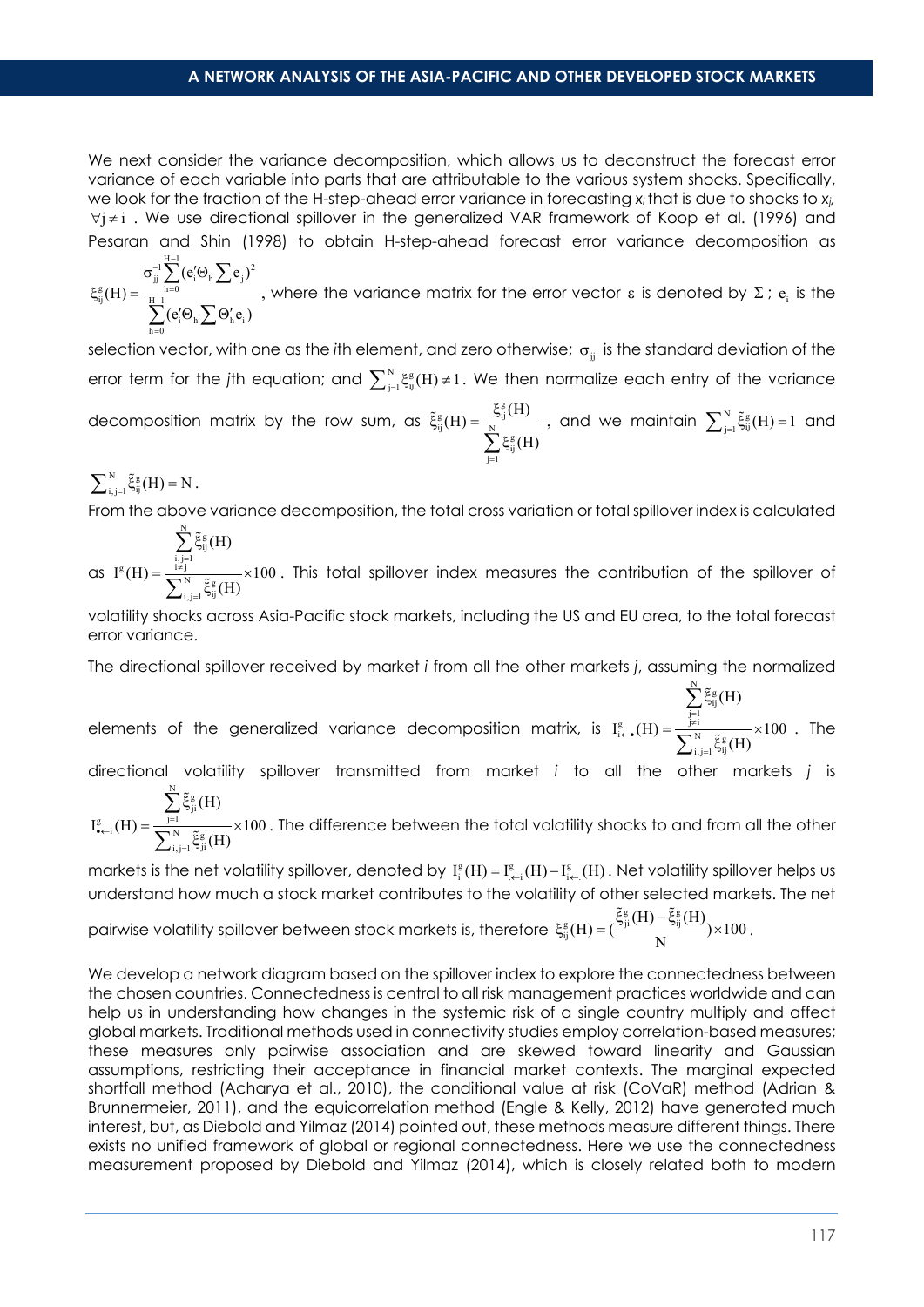We next consider the variance decomposition, which allows us to deconstruct the forecast error variance of each variable into parts that are attributable to the various system shocks. Specifically, we look for the fraction of the H-step-ahead error variance in forecasting $x_i$ that is due to shocks to $x_j$, $\forall j \neq i$. We use directional spillover in the generalized VAR framework of Koop et al. (1996) and Pesaran and Shin (1998) to obtain H-step-ahead forecast error variance decomposition as $\xi_{ij}^{g}(H) = \frac{\sigma_{jj}^{-1}\sum_{h=0}^{H-1}(e_i'\Theta_h \sum e_j)^2}{\sum_{h=0}^{H-1}(e_i'\Theta_h \sum \Theta_h' e_i)}$, where the variance matrix for the error vector $\varepsilon$ is denoted by $\Sigma$; $e_i$ is the selection vector, with one as the *i*th element, and zero otherwise; $\sigma_{jj}$ is the standard deviation of the error term for the *j*th equation; and $\sum_{j=1}^{N}\xi_{ij}^{g}(H) \neq 1$. We then normalize each entry of the variance decomposition matrix by the row sum, as $\tilde{\xi}_{ij}^{g}(H) = \frac{\xi_{ij}^{g}(H)}{\sum_{j=1}^{N}\xi_{ij}^{g}(H)}$, and we maintain $\sum_{j=1}^{N}\tilde{\xi}_{ij}^{g}(H) = 1$ and $\sum_{i,j=1}^{N}\tilde{\xi}_{ij}^{g}(H) = N$.

From the above variance decomposition, the total cross variation or total spillover index is calculated as $I^{g}(H) = \frac{\sum_{i,j=1, i\neq j}^{N}\tilde{\xi}_{ij}^{g}(H)}{\sum_{i,j=1}^{N}\tilde{\xi}_{ij}^{g}(H)} \times 100$. This total spillover index measures the contribution of the spillover of volatility shocks across Asia-Pacific stock markets, including the US and EU area, to the total forecast error variance.

The directional spillover received by market *i* from all the other markets *j*, assuming the normalized elements of the generalized variance decomposition matrix, is $I_{i\leftarrow\bullet}^{g}(H) = \frac{\sum_{j=1, j\neq i}^{N}\tilde{\xi}_{ij}^{g}(H)}{\sum_{i,j=1}^{N}\tilde{\xi}_{ij}^{g}(H)} \times 100$. The directional volatility spillover transmitted from market *i* to all the other markets *j* is $I_{\bullet\leftarrow i}^{g}(H) = \frac{\sum_{j=1}^{N}\tilde{\xi}_{ji}^{g}(H)}{\sum_{i,j=1}^{N}\tilde{\xi}_{ji}^{g}(H)} \times 100$. The difference between the total volatility shocks to and from all the other markets is the net volatility spillover, denoted by $I_{i}^{g}(H) = I_{\bullet\leftarrow i}^{g}(H) - I_{i\leftarrow\bullet}^{g}(H)$. Net volatility spillover helps us understand how much a stock market contributes to the volatility of other selected markets. The net pairwise volatility spillover between stock markets is, therefore $\xi_{ij}^{g}(H) = (\frac{\tilde{\xi}_{ji}^{g}(H) - \tilde{\xi}_{ij}^{g}(H)}{N}) \times 100$.

We develop a network diagram based on the spillover index to explore the connectedness between the chosen countries. Connectedness is central to all risk management practices worldwide and can help us in understanding how changes in the systemic risk of a single country multiply and affect global markets. Traditional methods used in connectivity studies employ correlation-based measures; these measures only pairwise association and are skewed toward linearity and Gaussian assumptions, restricting their acceptance in financial market contexts. The marginal expected shortfall method (Acharya et al., 2010), the conditional value at risk (CoVaR) method (Adrian & Brunnermeier, 2011), and the equicorrelation method (Engle & Kelly, 2012) have generated much interest, but, as Diebold and Yilmaz (2014) pointed out, these methods measure different things. There exists no unified framework of global or regional connectedness. Here we use the connectedness measurement proposed by Diebold and Yilmaz (2014), which is closely related both to modern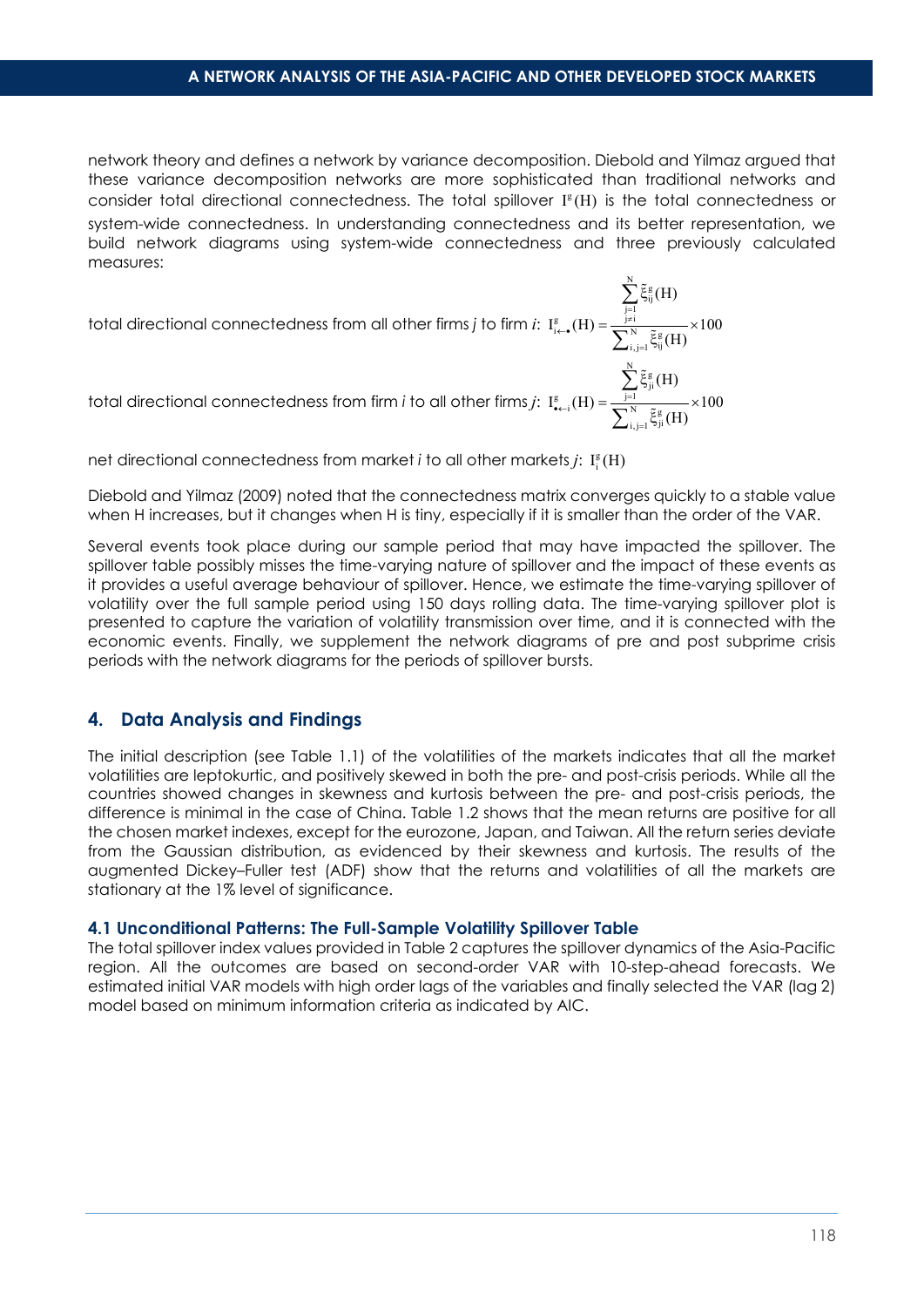network theory and defines a network by variance decomposition. Diebold and Yilmaz argued that these variance decomposition networks are more sophisticated than traditional networks and consider total directional connectedness. The total spillover $I^g(H)$ is the total connectedness or system-wide connectedness. In understanding connectedness and its better representation, we build network diagrams using system-wide connectedness and three previously calculated measures:

total directional connectedness from all other firms *j* to firm *i*: $I^g_{i\leftarrow\bullet}(H) = \dfrac{\sum_{\substack{j=1 \\ j\neq i}}^{N} \tilde{\xi}^g_{ij}(H)}{\sum_{i,j=1}^{N} \tilde{\xi}^g_{ij}(H)} \times 100$

total directional connectedness from firm *i* to all other firms *j*: $I^g_{\bullet\leftarrow i}(H) = \dfrac{\sum_{j=1}^{N} \tilde{\xi}^g_{ji}(H)}{\sum_{i,j=1}^{N} \tilde{\xi}^g_{ji}(H)} \times 100$

net directional connectedness from market *i* to all other markets *j*: $I^g_i(H)$

Diebold and Yilmaz (2009) noted that the connectedness matrix converges quickly to a stable value when H increases, but it changes when H is tiny, especially if it is smaller than the order of the VAR.

Several events took place during our sample period that may have impacted the spillover. The spillover table possibly misses the time-varying nature of spillover and the impact of these events as it provides a useful average behaviour of spillover. Hence, we estimate the time-varying spillover of volatility over the full sample period using 150 days rolling data. The time-varying spillover plot is presented to capture the variation of volatility transmission over time, and it is connected with the economic events. Finally, we supplement the network diagrams of pre and post subprime crisis periods with the network diagrams for the periods of spillover bursts.

## 4. Data Analysis and Findings

The initial description (see Table 1.1) of the volatilities of the markets indicates that all the market volatilities are leptokurtic, and positively skewed in both the pre- and post-crisis periods. While all the countries showed changes in skewness and kurtosis between the pre- and post-crisis periods, the difference is minimal in the case of China. Table 1.2 shows that the mean returns are positive for all the chosen market indexes, except for the eurozone, Japan, and Taiwan. All the return series deviate from the Gaussian distribution, as evidenced by their skewness and kurtosis. The results of the augmented Dickey–Fuller test (ADF) show that the returns and volatilities of all the markets are stationary at the 1% level of significance.

### 4.1 Unconditional Patterns: The Full-Sample Volatility Spillover Table

The total spillover index values provided in Table 2 captures the spillover dynamics of the Asia-Pacific region. All the outcomes are based on second-order VAR with 10-step-ahead forecasts. We estimated initial VAR models with high order lags of the variables and finally selected the VAR (lag 2) model based on minimum information criteria as indicated by AIC.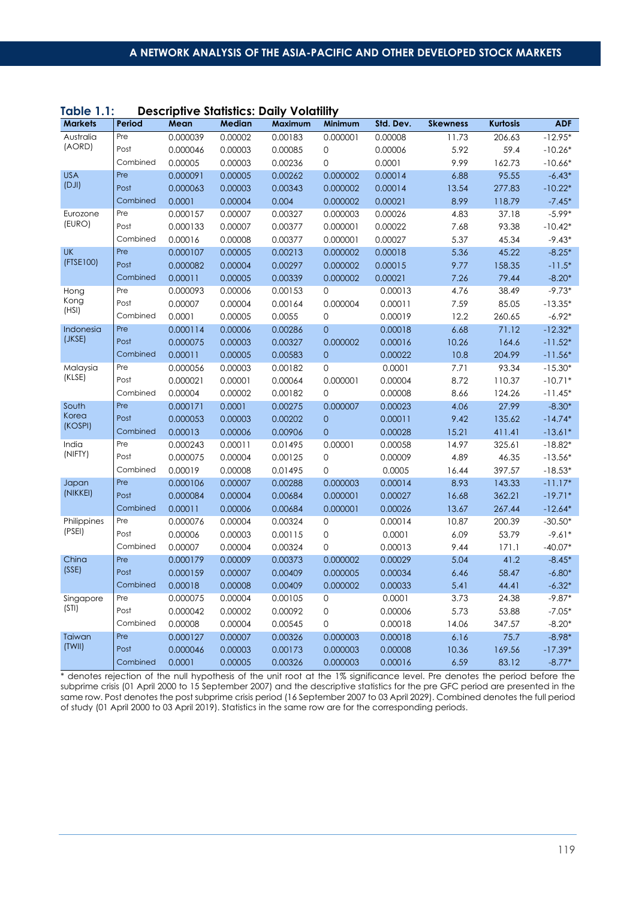**Table 1.1: Descriptive Statistics: Daily Volatility**

| Markets | Period | Mean | Median | Maximum | Minimum | Std. Dev. | Skewness | Kurtosis | ADF |
|---|---|---|---|---|---|---|---|---|---|
| Australia (AORD) | Pre | 0.000039 | 0.00002 | 0.00183 | 0.000001 | 0.00008 | 11.73 | 206.63 | -12.95* |
| | Post | 0.000046 | 0.00003 | 0.00085 | 0 | 0.00006 | 5.92 | 59.4 | -10.26* |
| | Combined | 0.00005 | 0.00003 | 0.00236 | 0 | 0.0001 | 9.99 | 162.73 | -10.66* |
| USA (DJI) | Pre | 0.000091 | 0.00005 | 0.00262 | 0.000002 | 0.00014 | 6.88 | 95.55 | -6.43* |
| | Post | 0.000063 | 0.00003 | 0.00343 | 0.000002 | 0.00014 | 13.54 | 277.83 | -10.22* |
| | Combined | 0.0001 | 0.00004 | 0.004 | 0.000002 | 0.00021 | 8.99 | 118.79 | -7.45* |
| Eurozone (EURO) | Pre | 0.000157 | 0.00007 | 0.00327 | 0.000003 | 0.00026 | 4.83 | 37.18 | -5.99* |
| | Post | 0.000133 | 0.00007 | 0.00377 | 0.000001 | 0.00022 | 7.68 | 93.38 | -10.42* |
| | Combined | 0.00016 | 0.00008 | 0.00377 | 0.000001 | 0.00027 | 5.37 | 45.34 | -9.43* |
| UK (FTSE100) | Pre | 0.000107 | 0.00005 | 0.00213 | 0.000002 | 0.00018 | 5.36 | 45.22 | -8.25* |
| | Post | 0.000082 | 0.00004 | 0.00297 | 0.000002 | 0.00015 | 9.77 | 158.35 | -11.5* |
| | Combined | 0.00011 | 0.00005 | 0.00339 | 0.000002 | 0.00021 | 7.26 | 79.44 | -8.20* |
| Hong Kong (HSI) | Pre | 0.000093 | 0.00006 | 0.00153 | 0 | 0.00013 | 4.76 | 38.49 | -9.73* |
| | Post | 0.00007 | 0.00004 | 0.00164 | 0.000004 | 0.00011 | 7.59 | 85.05 | -13.35* |
| | Combined | 0.0001 | 0.00005 | 0.0055 | 0 | 0.00019 | 12.2 | 260.65 | -6.92* |
| Indonesia (JKSE) | Pre | 0.000114 | 0.00006 | 0.00286 | 0 | 0.00018 | 6.68 | 71.12 | -12.32* |
| | Post | 0.000075 | 0.00003 | 0.00327 | 0.000002 | 0.00016 | 10.26 | 164.6 | -11.52* |
| | Combined | 0.00011 | 0.00005 | 0.00583 | 0 | 0.00022 | 10.8 | 204.99 | -11.56* |
| Malaysia (KLSE) | Pre | 0.000056 | 0.00003 | 0.00182 | 0 | 0.0001 | 7.71 | 93.34 | -15.30* |
| | Post | 0.000021 | 0.00001 | 0.00064 | 0.000001 | 0.00004 | 8.72 | 110.37 | -10.71* |
| | Combined | 0.00004 | 0.00002 | 0.00182 | 0 | 0.00008 | 8.66 | 124.26 | -11.45* |
| South Korea (KOSPI) | Pre | 0.000171 | 0.0001 | 0.00275 | 0.000007 | 0.00023 | 4.06 | 27.99 | -8.30* |
| | Post | 0.000053 | 0.00003 | 0.00202 | 0 | 0.00011 | 9.42 | 135.62 | -14.74* |
| | Combined | 0.00013 | 0.00006 | 0.00906 | 0 | 0.00028 | 15.21 | 411.41 | -13.61* |
| India (NIFTY) | Pre | 0.000243 | 0.00011 | 0.01495 | 0.00001 | 0.00058 | 14.97 | 325.61 | -18.82* |
| | Post | 0.000075 | 0.00004 | 0.00125 | 0 | 0.00009 | 4.89 | 46.35 | -13.56* |
| | Combined | 0.00019 | 0.00008 | 0.01495 | 0 | 0.0005 | 16.44 | 397.57 | -18.53* |
| Japan (NIKKEI) | Pre | 0.000106 | 0.00007 | 0.00288 | 0.000003 | 0.00014 | 8.93 | 143.33 | -11.17* |
| | Post | 0.000084 | 0.00004 | 0.00684 | 0.000001 | 0.00027 | 16.68 | 362.21 | -19.71* |
| | Combined | 0.00011 | 0.00006 | 0.00684 | 0.000001 | 0.00026 | 13.67 | 267.44 | -12.64* |
| Philippines (PSEI) | Pre | 0.000076 | 0.00004 | 0.00324 | 0 | 0.00014 | 10.87 | 200.39 | -30.50* |
| | Post | 0.00006 | 0.00003 | 0.00115 | 0 | 0.0001 | 6.09 | 53.79 | -9.61* |
| | Combined | 0.00007 | 0.00004 | 0.00324 | 0 | 0.00013 | 9.44 | 171.1 | -40.07* |
| China (SSE) | Pre | 0.000179 | 0.00009 | 0.00373 | 0.000002 | 0.00029 | 5.04 | 41.2 | -8.45* |
| | Post | 0.000159 | 0.00007 | 0.00409 | 0.000005 | 0.00034 | 6.46 | 58.47 | -6.80* |
| | Combined | 0.00018 | 0.00008 | 0.00409 | 0.000002 | 0.00033 | 5.41 | 44.41 | -6.32* |
| Singapore (STI) | Pre | 0.000075 | 0.00004 | 0.00105 | 0 | 0.0001 | 3.73 | 24.38 | -9.87* |
| | Post | 0.000042 | 0.00002 | 0.00092 | 0 | 0.00006 | 5.73 | 53.88 | -7.05* |
| | Combined | 0.00008 | 0.00004 | 0.00545 | 0 | 0.00018 | 14.06 | 347.57 | -8.20* |
| Taiwan (TWII) | Pre | 0.000127 | 0.00007 | 0.00326 | 0.000003 | 0.00018 | 6.16 | 75.7 | -8.98* |
| | Post | 0.000046 | 0.00003 | 0.00173 | 0.000003 | 0.00008 | 10.36 | 169.56 | -17.39* |
| | Combined | 0.0001 | 0.00005 | 0.00326 | 0.000003 | 0.00016 | 6.59 | 83.12 | -8.77* |

* denotes rejection of the null hypothesis of the unit root at the 1% significance level. Pre denotes the period before the subprime crisis (01 April 2000 to 15 September 2007) and the descriptive statistics for the pre GFC period are presented in the same row. Post denotes the post subprime crisis period (16 September 2007 to 03 April 2029). Combined denotes the full period of study (01 April 2000 to 03 April 2019). Statistics in the same row are for the corresponding periods.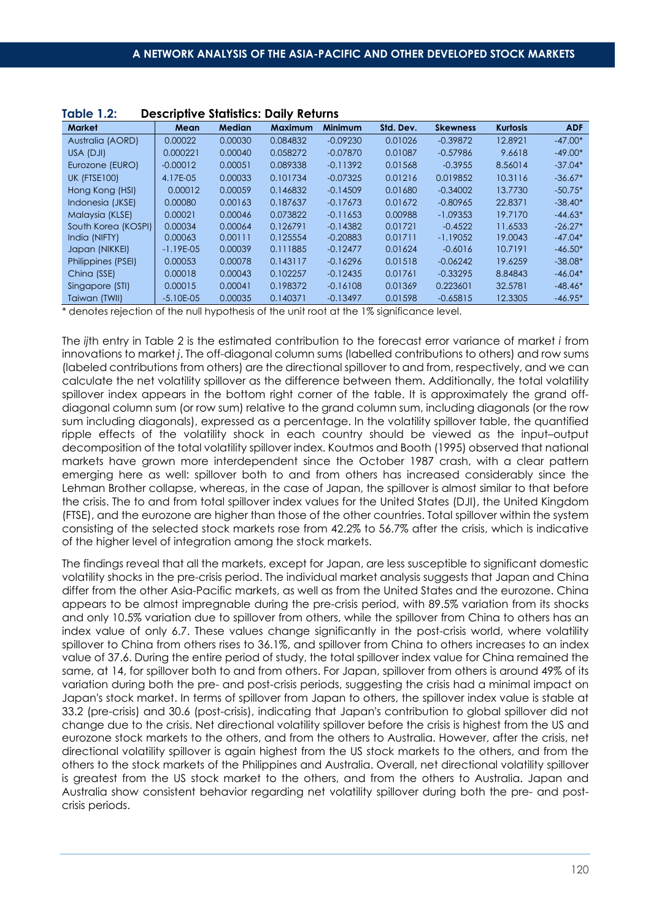**Table 1.2: Descriptive Statistics: Daily Returns**

| Market | Mean | Median | Maximum | Minimum | Std. Dev. | Skewness | Kurtosis | ADF |
|---|---|---|---|---|---|---|---|---|
| Australia (AORD) | 0.00022 | 0.00030 | 0.084832 | -0.09230 | 0.01026 | -0.39872 | 12.8921 | -47.00* |
| USA (DJI) | 0.000221 | 0.00040 | 0.058272 | -0.07870 | 0.01087 | -0.57986 | 9.6618 | -49.00* |
| Eurozone (EURO) | -0.00012 | 0.00051 | 0.089338 | -0.11392 | 0.01568 | -0.3955 | 8.56014 | -37.04* |
| UK (FTSE100) | 4.17E-05 | 0.00033 | 0.101734 | -0.07325 | 0.01216 | 0.019852 | 10.3116 | -36.67* |
| Hong Kong (HSI) | 0.00012 | 0.00059 | 0.146832 | -0.14509 | 0.01680 | -0.34002 | 13.7730 | -50.75* |
| Indonesia (JKSE) | 0.00080 | 0.00163 | 0.187637 | -0.17673 | 0.01672 | -0.80965 | 22.8371 | -38.40* |
| Malaysia (KLSE) | 0.00021 | 0.00046 | 0.073822 | -0.11653 | 0.00988 | -1.09353 | 19.7170 | -44.63* |
| South Korea (KOSPI) | 0.00034 | 0.00064 | 0.126791 | -0.14382 | 0.01721 | -0.4522 | 11.6533 | -26.27* |
| India (NIFTY) | 0.00063 | 0.00111 | 0.125554 | -0.20883 | 0.01711 | -1.19052 | 19.0043 | -47.04* |
| Japan (NIKKEI) | -1.19E-05 | 0.00039 | 0.111885 | -0.12477 | 0.01624 | -0.6016 | 10.7191 | -46.50* |
| Philippines (PSEI) | 0.00053 | 0.00078 | 0.143117 | -0.16296 | 0.01518 | -0.06242 | 19.6259 | -38.08* |
| China (SSE) | 0.00018 | 0.00043 | 0.102257 | -0.12435 | 0.01761 | -0.33295 | 8.84843 | -46.04* |
| Singapore (STI) | 0.00015 | 0.00041 | 0.198372 | -0.16108 | 0.01369 | 0.223601 | 32.5781 | -48.46* |
| Taiwan (TWII) | -5.10E-05 | 0.00035 | 0.140371 | -0.13497 | 0.01598 | -0.65815 | 12.3305 | -46.95* |

* denotes rejection of the null hypothesis of the unit root at the 1% significance level.

The *ij*th entry in Table 2 is the estimated contribution to the forecast error variance of market *i* from innovations to market *j*. The off-diagonal column sums (labelled contributions to others) and row sums (labeled contributions from others) are the directional spillover to and from, respectively, and we can calculate the net volatility spillover as the difference between them. Additionally, the total volatility spillover index appears in the bottom right corner of the table. It is approximately the grand off-diagonal column sum (or row sum) relative to the grand column sum, including diagonals (or the row sum including diagonals), expressed as a percentage. In the volatility spillover table, the quantified ripple effects of the volatility shock in each country should be viewed as the input–output decomposition of the total volatility spillover index. Koutmos and Booth (1995) observed that national markets have grown more interdependent since the October 1987 crash, with a clear pattern emerging here as well: spillover both to and from others has increased considerably since the Lehman Brother collapse, whereas, in the case of Japan, the spillover is almost similar to that before the crisis. The to and from total spillover index values for the United States (DJI), the United Kingdom (FTSE), and the eurozone are higher than those of the other countries. Total spillover within the system consisting of the selected stock markets rose from 42.2% to 56.7% after the crisis, which is indicative of the higher level of integration among the stock markets.

The findings reveal that all the markets, except for Japan, are less susceptible to significant domestic volatility shocks in the pre-crisis period. The individual market analysis suggests that Japan and China differ from the other Asia-Pacific markets, as well as from the United States and the eurozone. China appears to be almost impregnable during the pre-crisis period, with 89.5% variation from its shocks and only 10.5% variation due to spillover from others, while the spillover from China to others has an index value of only 6.7. These values change significantly in the post-crisis world, where volatility spillover to China from others rises to 36.1%, and spillover from China to others increases to an index value of 37.6. During the entire period of study, the total spillover index value for China remained the same, at 14, for spillover both to and from others. For Japan, spillover from others is around 49% of its variation during both the pre- and post-crisis periods, suggesting the crisis had a minimal impact on Japan's stock market. In terms of spillover from Japan to others, the spillover index value is stable at 33.2 (pre-crisis) and 30.6 (post-crisis), indicating that Japan's contribution to global spillover did not change due to the crisis. Net directional volatility spillover before the crisis is highest from the US and eurozone stock markets to the others, and from the others to Australia. However, after the crisis, net directional volatility spillover is again highest from the US stock markets to the others, and from the others to the stock markets of the Philippines and Australia. Overall, net directional volatility spillover is greatest from the US stock market to the others, and from the others to Australia. Japan and Australia show consistent behavior regarding net volatility spillover during both the pre- and post-crisis periods.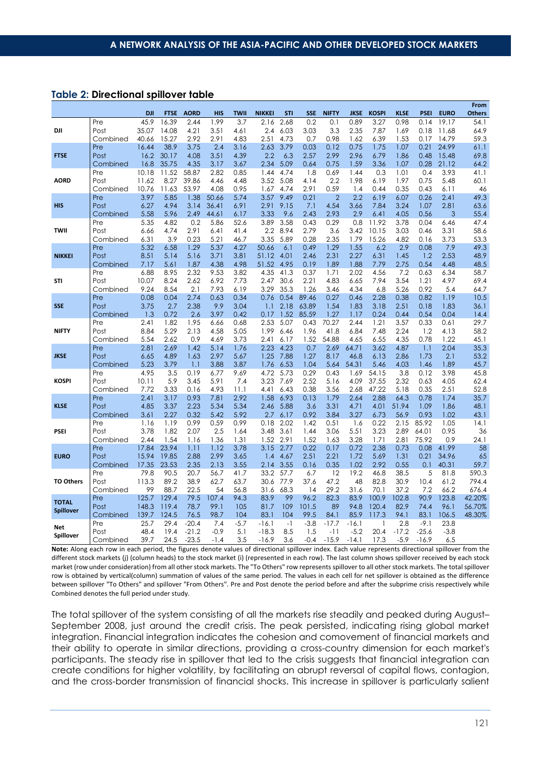**Table 2: Directional spillover table**

| | | DJI | FTSE | AORD | HIS | TWII | NIKKEI | STI | SSE | NIFTY | JKSE | KOSPI | KLSE | PSEI | EURO | From Others |
|---|---|---|---|---|---|---|---|---|---|---|---|---|---|---|---|---|
| **DJI** | Pre | 45.9 | 16.39 | 2.44 | 1.99 | 3.7 | 2.16 | 2.68 | 0.2 | 0.1 | 0.89 | 3.27 | 0.98 | 0.14 | 19.17 | 54.1 |
| | Post | 35.07 | 14.08 | 4.21 | 3.51 | 4.61 | 2.4 | 6.03 | 3.03 | 3.3 | 2.35 | 7.87 | 1.69 | 0.18 | 11.68 | 64.9 |
| | Combined | 40.66 | 15.27 | 2.92 | 2.91 | 4.83 | 2.51 | 4.73 | 0.7 | 0.98 | 1.62 | 6.39 | 1.53 | 0.17 | 14.79 | 59.3 |
| **FTSE** | Pre | 16.44 | 38.9 | 3.75 | 2.4 | 3.16 | 2.63 | 3.79 | 0.03 | 0.12 | 0.75 | 1.75 | 1.07 | 0.21 | 24.99 | 61.1 |
| | Post | 16.2 | 30.17 | 4.08 | 3.51 | 4.39 | 2.2 | 6.3 | 2.57 | 2.99 | 2.96 | 6.79 | 1.86 | 0.48 | 15.48 | 69.8 |
| | Combined | 16.8 | 35.75 | 4.35 | 3.17 | 3.67 | 2.34 | 5.09 | 0.64 | 0.75 | 1.59 | 3.36 | 1.07 | 0.28 | 21.12 | 64.2 |
| **AORD** | Pre | 10.18 | 11.52 | 58.87 | 2.82 | 0.85 | 1.44 | 4.74 | 1.8 | 0.69 | 1.44 | 0.3 | 1.01 | 0.4 | 3.93 | 41.1 |
| | Post | 11.62 | 8.27 | 39.86 | 4.46 | 4.48 | 3.52 | 5.08 | 4.14 | 2.2 | 1.98 | 6.19 | 1.97 | 0.75 | 5.48 | 60.1 |
| | Combined | 10.76 | 11.63 | 53.97 | 4.08 | 0.95 | 1.67 | 4.74 | 2.91 | 0.59 | 1.4 | 0.44 | 0.35 | 0.43 | 6.11 | 46 |
| **HIS** | Pre | 3.97 | 5.85 | 1.38 | 50.66 | 5.74 | 3.57 | 9.49 | 0.21 | 2 | 2.2 | 6.19 | 6.07 | 0.26 | 2.41 | 49.3 |
| | Post | 6.27 | 4.94 | 3.14 | 36.41 | 6.91 | 2.91 | 9.15 | 7.1 | 4.54 | 3.66 | 7.84 | 3.24 | 1.07 | 2.81 | 63.6 |
| | Combined | 5.58 | 5.96 | 2.49 | 44.61 | 6.17 | 3.33 | 9.6 | 2.43 | 2.93 | 2.9 | 6.41 | 4.05 | 0.56 | 3 | 55.4 |
| **TWII** | Pre | 5.35 | 4.82 | 0.2 | 5.86 | 52.6 | 3.89 | 3.58 | 0.43 | 0.29 | 0.8 | 11.92 | 3.78 | 0.04 | 6.46 | 47.4 |
| | Post | 6.66 | 4.74 | 2.91 | 6.41 | 41.4 | 2.2 | 8.94 | 2.79 | 3.6 | 3.42 | 10.15 | 3.03 | 0.46 | 3.31 | 58.6 |
| | Combined | 6.31 | 3.9 | 0.23 | 5.21 | 46.7 | 3.35 | 5.89 | 0.28 | 2.35 | 1.79 | 15.26 | 4.82 | 0.16 | 3.73 | 53.3 |
| **NIKKEI** | Pre | 5.32 | 6.58 | 1.29 | 5.37 | 4.27 | 50.66 | 6.1 | 0.49 | 1.29 | 1.55 | 6.2 | 2.9 | 0.08 | 7.9 | 49.3 |
| | Post | 8.51 | 5.14 | 5.16 | 3.71 | 3.81 | 51.12 | 4.01 | 2.46 | 2.31 | 2.27 | 6.31 | 1.45 | 1.2 | 2.53 | 48.9 |
| | Combined | 7.17 | 5.61 | 1.87 | 4.38 | 4.98 | 51.52 | 4.95 | 0.19 | 1.89 | 1.88 | 7.79 | 2.75 | 0.54 | 4.48 | 48.5 |
| **STI** | Pre | 6.88 | 8.95 | 2.32 | 9.53 | 3.82 | 4.35 | 41.3 | 0.37 | 1.71 | 2.02 | 4.56 | 7.2 | 0.63 | 6.34 | 58.7 |
| | Post | 10.07 | 8.24 | 2.62 | 6.92 | 7.73 | 2.47 | 30.6 | 2.21 | 4.83 | 6.65 | 7.94 | 3.54 | 1.21 | 4.97 | 69.4 |
| | Combined | 9.24 | 8.54 | 2.1 | 7.93 | 6.19 | 3.29 | 35.3 | 1.26 | 3.46 | 4.34 | 6.8 | 5.26 | 0.92 | 5.4 | 64.7 |
| **SSE** | Pre | 0.08 | 0.04 | 2.74 | 0.63 | 0.34 | 0.76 | 0.54 | 89.46 | 0.27 | 0.46 | 2.28 | 0.38 | 0.82 | 1.19 | 10.5 |
| | Post | 3.75 | 2.7 | 2.38 | 9.9 | 3.04 | 1.1 | 2.18 | 63.89 | 1.54 | 1.83 | 3.18 | 2.51 | 0.18 | 1.83 | 36.1 |
| | Combined | 1.3 | 0.72 | 2.6 | 3.97 | 0.42 | 0.17 | 1.52 | 85.59 | 1.27 | 1.17 | 0.24 | 0.44 | 0.54 | 0.04 | 14.4 |
| **NIFTY** | Pre | 2.41 | 1.82 | 1.95 | 6.66 | 0.68 | 2.53 | 5.07 | 0.43 | 70.27 | 2.44 | 1.21 | 3.57 | 0.33 | 0.61 | 29.7 |
| | Post | 8.84 | 5.29 | 2.13 | 4.58 | 3.05 | 1.99 | 6.46 | 1.96 | 41.8 | 6.84 | 7.48 | 2.24 | 1.2 | 4.13 | 58.2 |
| | Combined | 5.54 | 2.62 | 0.9 | 4.69 | 3.73 | 2.41 | 6.17 | 1.52 | 54.88 | 4.65 | 6.55 | 4.35 | 0.78 | 1.22 | 45.1 |
| **JKSE** | Pre | 2.81 | 2.69 | 1.42 | 5.14 | 1.76 | 2.23 | 4.23 | 0.7 | 2.69 | 64.71 | 3.62 | 4.87 | 1.1 | 2.04 | 35.3 |
| | Post | 6.65 | 4.89 | 1.63 | 2.97 | 5.67 | 1.25 | 7.88 | 1.27 | 8.17 | 46.8 | 6.13 | 2.86 | 1.73 | 2.1 | 53.2 |
| | Combined | 5.23 | 3.79 | 1.1 | 3.88 | 3.87 | 1.76 | 6.53 | 1.04 | 5.64 | 54.31 | 5.46 | 4.03 | 1.46 | 1.89 | 45.7 |
| **KOSPI** | Pre | 4.95 | 3.5 | 0.19 | 6.77 | 9.69 | 4.72 | 5.73 | 0.29 | 0.43 | 1.69 | 54.15 | 3.8 | 0.12 | 3.98 | 45.8 |
| | Post | 10.11 | 5.9 | 3.45 | 5.91 | 7.4 | 3.23 | 7.69 | 2.52 | 5.16 | 4.09 | 37.55 | 2.32 | 0.63 | 4.05 | 62.4 |
| | Combined | 7.72 | 3.33 | 0.16 | 4.93 | 11.1 | 4.41 | 6.43 | 0.38 | 3.56 | 2.68 | 47.22 | 5.18 | 0.35 | 2.51 | 52.8 |
| **KLSE** | Pre | 2.41 | 3.17 | 0.93 | 7.81 | 2.92 | 1.58 | 6.93 | 0.13 | 1.79 | 2.64 | 2.88 | 64.3 | 0.78 | 1.74 | 35.7 |
| | Post | 4.85 | 3.37 | 2.23 | 5.34 | 5.34 | 2.46 | 5.88 | 3.6 | 3.31 | 4.71 | 4.01 | 51.94 | 1.09 | 1.86 | 48.1 |
| | Combined | 3.61 | 2.27 | 0.32 | 5.42 | 5.92 | 2.7 | 6.17 | 0.92 | 3.84 | 3.27 | 6.73 | 56.9 | 0.93 | 1.02 | 43.1 |
| **PSEI** | Pre | 1.16 | 1.19 | 0.99 | 0.59 | 0.99 | 0.18 | 2.02 | 1.42 | 0.51 | 1.6 | 0.22 | 2.15 | 85.92 | 1.05 | 14.1 |
| | Post | 3.78 | 1.82 | 2.07 | 2.5 | 1.64 | 3.48 | 3.61 | 1.44 | 3.06 | 5.51 | 3.23 | 2.89 | 64.01 | 0.95 | 36 |
| | Combined | 2.44 | 1.54 | 1.16 | 1.36 | 1.31 | 1.52 | 2.91 | 1.52 | 1.63 | 3.28 | 1.71 | 2.81 | 75.92 | 0.9 | 24.1 |
| **EURO** | Pre | 17.84 | 23.94 | 1.11 | 1.12 | 3.78 | 3.15 | 2.77 | 0.22 | 0.17 | 0.72 | 2.38 | 0.73 | 0.08 | 41.99 | 58 |
| | Post | 15.94 | 19.85 | 2.88 | 2.99 | 3.65 | 1.4 | 4.67 | 2.51 | 2.21 | 1.72 | 5.69 | 1.31 | 0.21 | 34.96 | 65 |
| | Combined | 17.35 | 23.53 | 2.35 | 2.13 | 3.55 | 2.14 | 3.55 | 0.16 | 0.35 | 1.02 | 2.92 | 0.55 | 0.1 | 40.31 | 59.7 |
| **TO Others** | Pre | 79.8 | 90.5 | 20.7 | 56.7 | 41.7 | 33.2 | 57.7 | 6.7 | 12 | 19.2 | 46.8 | 38.5 | 5 | 81.8 | 590.3 |
| | Post | 113.3 | 89.2 | 38.9 | 62.7 | 63.7 | 30.6 | 77.9 | 37.6 | 47.2 | 48 | 82.8 | 30.9 | 10.4 | 61.2 | 794.4 |
| | Combined | 99 | 88.7 | 22.5 | 54 | 56.8 | 31.6 | 68.3 | 14 | 29.2 | 31.6 | 70.1 | 37.2 | 7.2 | 66.2 | 676.4 |
| **TOTAL Spillover** | Pre | 125.7 | 129.4 | 79.5 | 107.4 | 94.3 | 83.9 | 99 | 96.2 | 82.3 | 83.9 | 100.9 | 102.8 | 90.9 | 123.8 | 42.20% |
| | Post | 148.3 | 119.4 | 78.7 | 99.1 | 105 | 81.7 | 109 | 101.5 | 89 | 94.8 | 120.4 | 82.9 | 74.4 | 96.1 | 56.70% |
| | Combined | 139.7 | 124.5 | 76.5 | 98.7 | 104 | 83.1 | 104 | 99.5 | 84.1 | 85.9 | 117.3 | 94.1 | 83.1 | 106.5 | 48.30% |
| **Net Spillover** | Pre | 25.7 | 29.4 | -20.4 | 7.4 | -5.7 | -16.1 | -1 | -3.8 | -17.7 | -16.1 | 1 | 2.8 | -9.1 | 23.8 | |
| | Post | 48.4 | 19.4 | -21.2 | -0.9 | 5.1 | -18.3 | 8.5 | 1.5 | -11 | -5.2 | 20.4 | -17.2 | -25.6 | -3.8 | |
| | Combined | 39.7 | 24.5 | -23.5 | -1.4 | 3.5 | -16.9 | 3.6 | -0.4 | -15.9 | -14.1 | 17.3 | -5.9 | -16.9 | 6.5 | |

**Note:** Along each row in each period, the figures denote values of directional spillover index. Each value represents directional spillover from the different stock markets (j) (column heads) to the stock market (i) (represented in each row). The last column shows spillover received by each stock market (row under consideration) from all other stock markets. The "To Others" row represents spillover to all other stock markets. The total spillover row is obtained by vertical(column) summation of values of the same period. The values in each cell for net spillover is obtained as the difference between spillover "To Others" and spillover "From Others". Pre and Post denote the period before and after the subprime crisis respectively while Combined denotes the full period under study.

The total spillover of the system consisting of all the markets rise steadily and peaked during August–September 2008, just around the credit crisis. The peak persisted, indicating rising global market integration. Financial integration indicates the cohesion and comovement of financial markets and their ability to operate in similar directions, providing a cross-country dimension for each market's participants. The steady rise in spillover that led to the crisis suggests that financial integration can create conditions for higher volatility, by facilitating an abrupt reversal of capital flows, contagion, and the cross-border transmission of financial shocks. This increase in spillover is particularly salient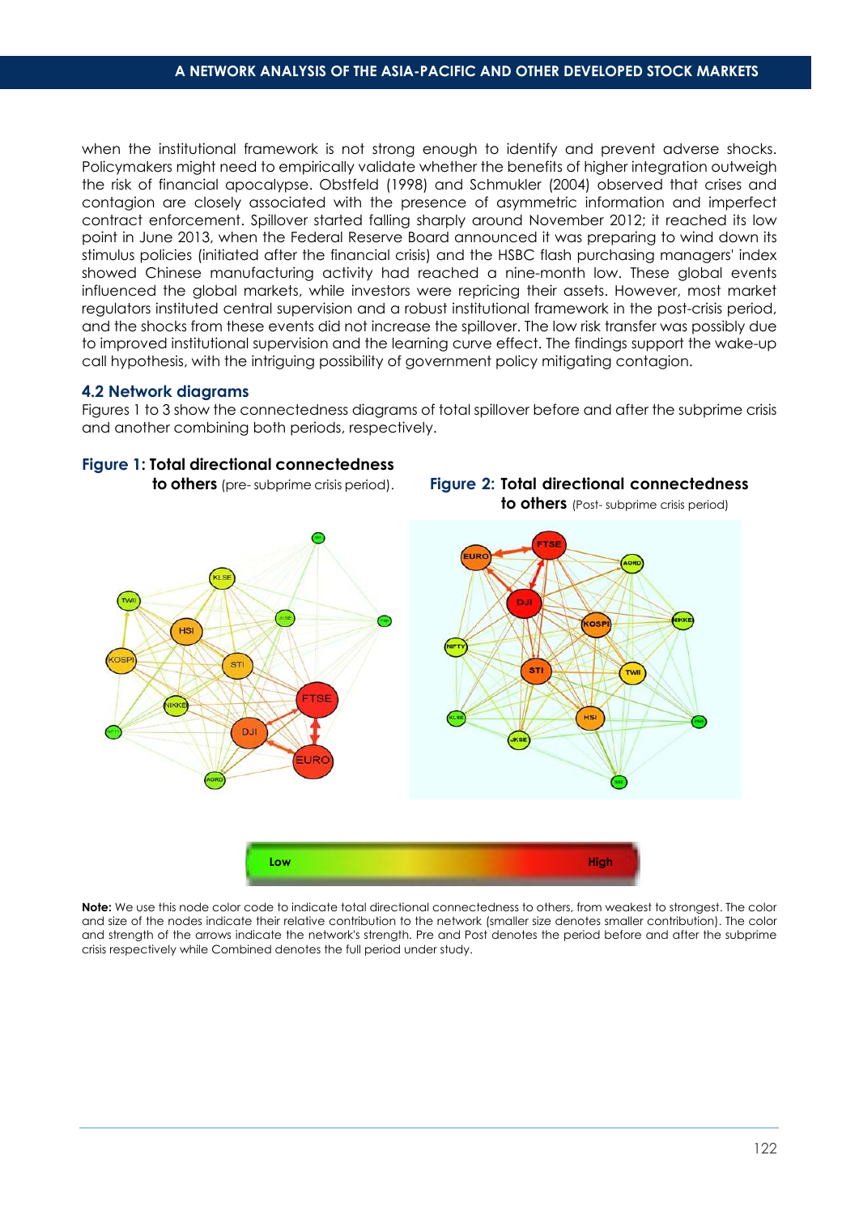when the institutional framework is not strong enough to identify and prevent adverse shocks. Policymakers might need to empirically validate whether the benefits of higher integration outweigh the risk of financial apocalypse. Obstfeld (1998) and Schmukler (2004) observed that crises and contagion are closely associated with the presence of asymmetric information and imperfect contract enforcement. Spillover started falling sharply around November 2012; it reached its low point in June 2013, when the Federal Reserve Board announced it was preparing to wind down its stimulus policies (initiated after the financial crisis) and the HSBC flash purchasing managers' index showed Chinese manufacturing activity had reached a nine-month low. These global events influenced the global markets, while investors were repricing their assets. However, most market regulators instituted central supervision and a robust institutional framework in the post-crisis period, and the shocks from these events did not increase the spillover. The low risk transfer was possibly due to improved institutional supervision and the learning curve effect. The findings support the wake-up call hypothesis, with the intriguing possibility of government policy mitigating contagion.

### 4.2 Network diagrams

Figures 1 to 3 show the connectedness diagrams of total spillover before and after the subprime crisis and another combining both periods, respectively.

**Figure 1: Total directional connectedness to others** (pre- subprime crisis period).

**Figure 2: Total directional connectedness to others** (Post- subprime crisis period)

**Note:** We use this node color code to indicate total directional connectedness to others, from weakest to strongest. The color and size of the nodes indicate their relative contribution to the network (smaller size denotes smaller contribution). The color and strength of the arrows indicate the network's strength. Pre and Post denotes the period before and after the subprime crisis respectively while Combined denotes the full period under study.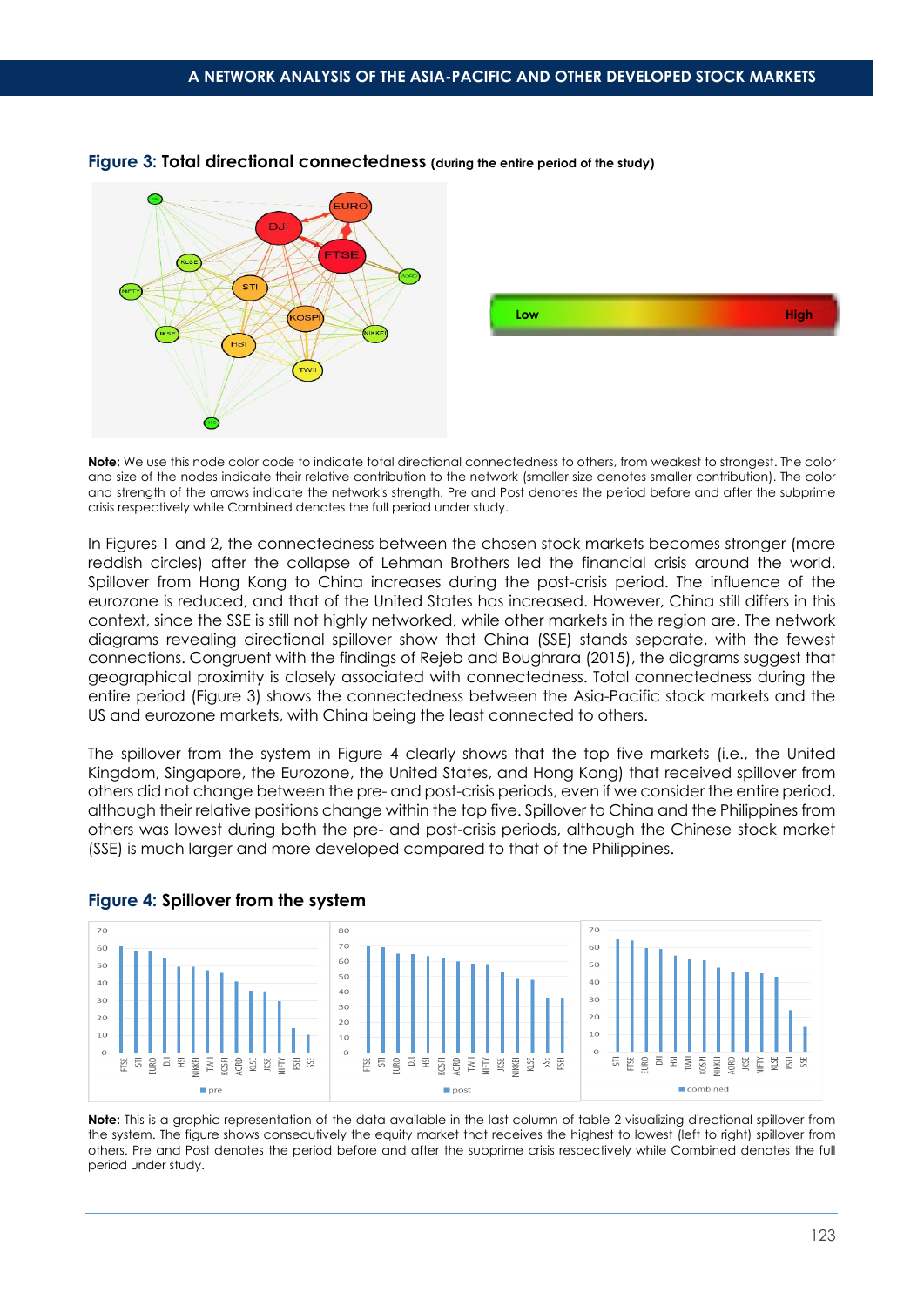**Figure 3: Total directional connectedness** (during the entire period of the study)

**Note:** We use this node color code to indicate total directional connectedness to others, from weakest to strongest. The color and size of the nodes indicate their relative contribution to the network (smaller size denotes smaller contribution). The color and strength of the arrows indicate the network's strength. Pre and Post denotes the period before and after the subprime crisis respectively while Combined denotes the full period under study.

In Figures 1 and 2, the connectedness between the chosen stock markets becomes stronger (more reddish circles) after the collapse of Lehman Brothers led the financial crisis around the world. Spillover from Hong Kong to China increases during the post-crisis period. The influence of the eurozone is reduced, and that of the United States has increased. However, China still differs in this context, since the SSE is still not highly networked, while other markets in the region are. The network diagrams revealing directional spillover show that China (SSE) stands separate, with the fewest connections. Congruent with the findings of Rejeb and Boughrara (2015), the diagrams suggest that geographical proximity is closely associated with connectedness. Total connectedness during the entire period (Figure 3) shows the connectedness between the Asia-Pacific stock markets and the US and eurozone markets, with China being the least connected to others.

The spillover from the system in Figure 4 clearly shows that the top five markets (i.e., the United Kingdom, Singapore, the Eurozone, the United States, and Hong Kong) that received spillover from others did not change between the pre- and post-crisis periods, even if we consider the entire period, although their relative positions change within the top five. Spillover to China and the Philippines from others was lowest during both the pre- and post-crisis periods, although the Chinese stock market (SSE) is much larger and more developed compared to that of the Philippines.

**Figure 4: Spillover from the system**

**Note:** This is a graphic representation of the data available in the last column of table 2 visualizing directional spillover from the system. The figure shows consecutively the equity market that receives the highest to lowest (left to right) spillover from others. Pre and Post denotes the period before and after the subprime crisis respectively while Combined denotes the full period under study.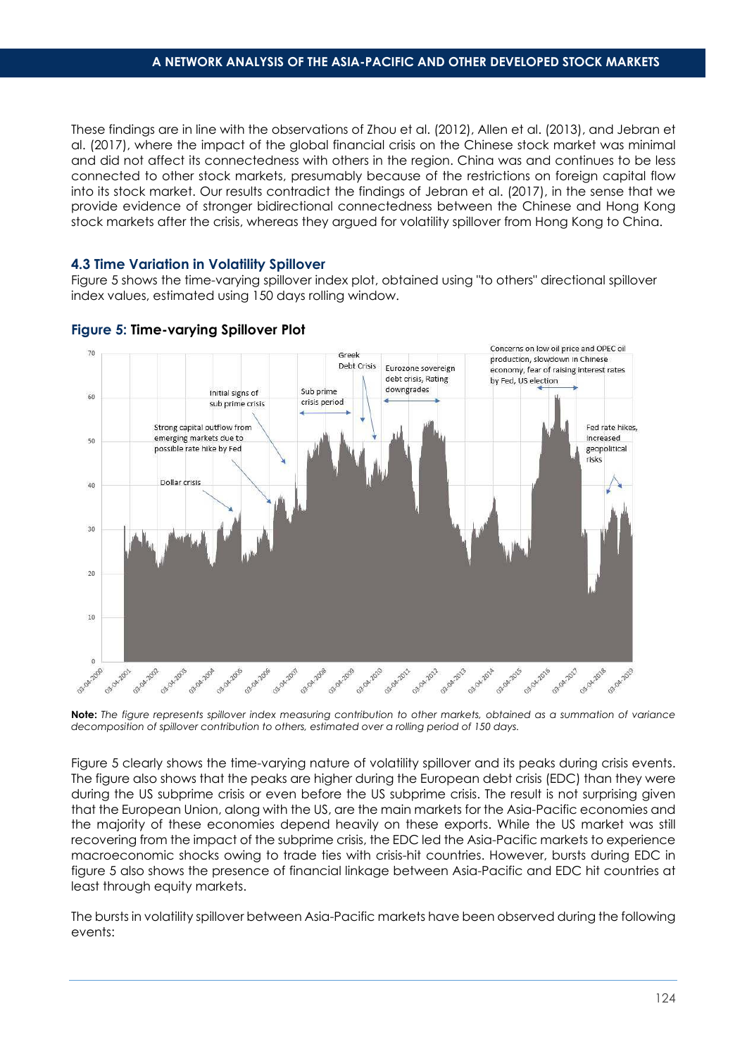These findings are in line with the observations of Zhou et al. (2012), Allen et al. (2013), and Jebran et al. (2017), where the impact of the global financial crisis on the Chinese stock market was minimal and did not affect its connectedness with others in the region. China was and continues to be less connected to other stock markets, presumably because of the restrictions on foreign capital flow into its stock market. Our results contradict the findings of Jebran et al. (2017), in the sense that we provide evidence of stronger bidirectional connectedness between the Chinese and Hong Kong stock markets after the crisis, whereas they argued for volatility spillover from Hong Kong to China.

### 4.3 Time Variation in Volatility Spillover

Figure 5 shows the time-varying spillover index plot, obtained using "to others" directional spillover index values, estimated using 150 days rolling window.

**Figure 5: Time-varying Spillover Plot**

**Note:** *The figure represents spillover index measuring contribution to other markets, obtained as a summation of variance decomposition of spillover contribution to others, estimated over a rolling period of 150 days.*

Figure 5 clearly shows the time-varying nature of volatility spillover and its peaks during crisis events. The figure also shows that the peaks are higher during the European debt crisis (EDC) than they were during the US subprime crisis or even before the US subprime crisis. The result is not surprising given that the European Union, along with the US, are the main markets for the Asia-Pacific economies and the majority of these economies depend heavily on these exports. While the US market was still recovering from the impact of the subprime crisis, the EDC led the Asia-Pacific markets to experience macroeconomic shocks owing to trade ties with crisis-hit countries. However, bursts during EDC in figure 5 also shows the presence of financial linkage between Asia-Pacific and EDC hit countries at least through equity markets.

The bursts in volatility spillover between Asia-Pacific markets have been observed during the following events: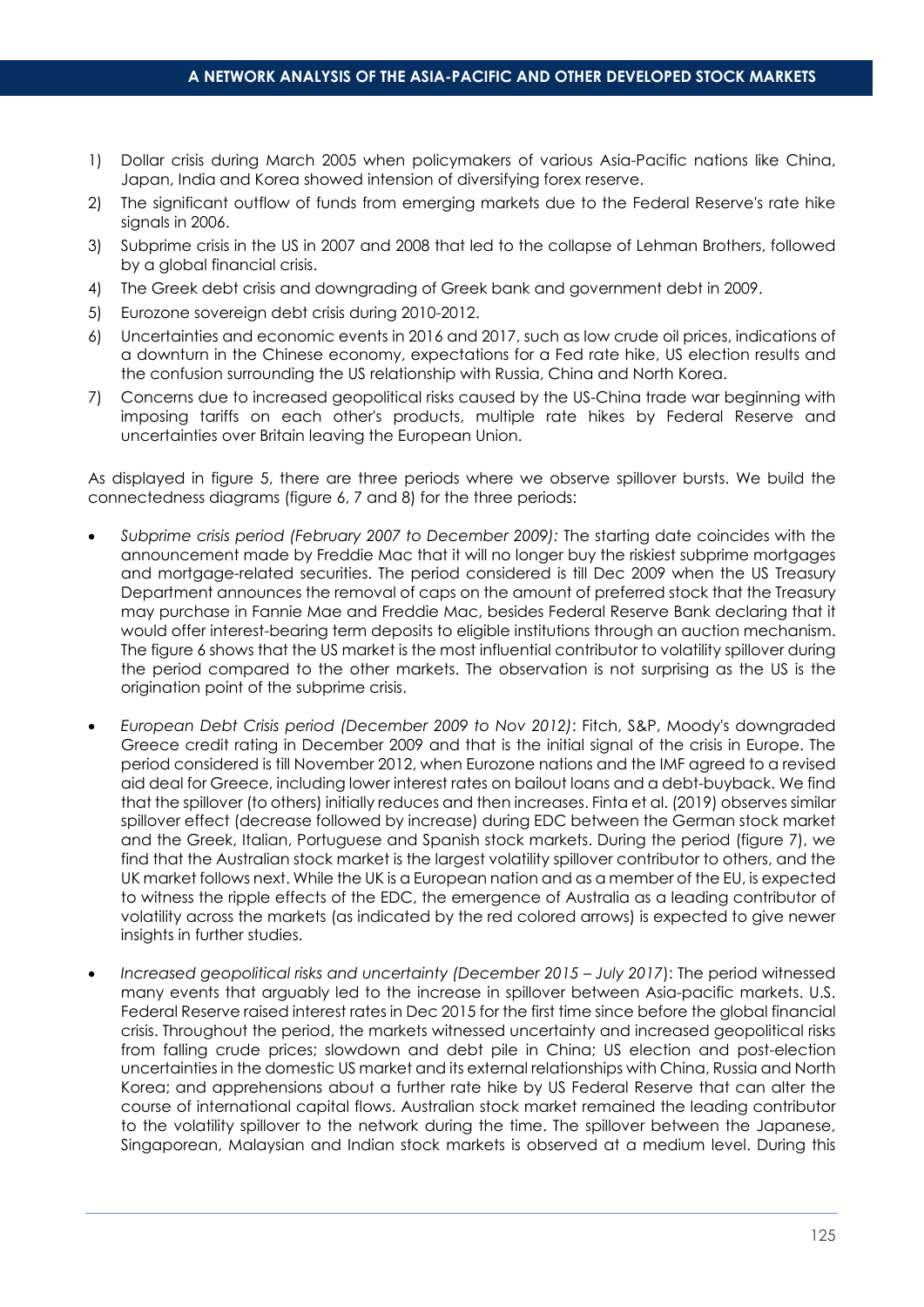1) Dollar crisis during March 2005 when policymakers of various Asia-Pacific nations like China, Japan, India and Korea showed intension of diversifying forex reserve.
2) The significant outflow of funds from emerging markets due to the Federal Reserve's rate hike signals in 2006.
3) Subprime crisis in the US in 2007 and 2008 that led to the collapse of Lehman Brothers, followed by a global financial crisis.
4) The Greek debt crisis and downgrading of Greek bank and government debt in 2009.
5) Eurozone sovereign debt crisis during 2010-2012.
6) Uncertainties and economic events in 2016 and 2017, such as low crude oil prices, indications of a downturn in the Chinese economy, expectations for a Fed rate hike, US election results and the confusion surrounding the US relationship with Russia, China and North Korea.
7) Concerns due to increased geopolitical risks caused by the US-China trade war beginning with imposing tariffs on each other's products, multiple rate hikes by Federal Reserve and uncertainties over Britain leaving the European Union.

As displayed in figure 5, there are three periods where we observe spillover bursts. We build the connectedness diagrams (figure 6, 7 and 8) for the three periods:

- *Subprime crisis period (February 2007 to December 2009):* The starting date coincides with the announcement made by Freddie Mac that it will no longer buy the riskiest subprime mortgages and mortgage-related securities. The period considered is till Dec 2009 when the US Treasury Department announces the removal of caps on the amount of preferred stock that the Treasury may purchase in Fannie Mae and Freddie Mac, besides Federal Reserve Bank declaring that it would offer interest-bearing term deposits to eligible institutions through an auction mechanism. The figure 6 shows that the US market is the most influential contributor to volatility spillover during the period compared to the other markets. The observation is not surprising as the US is the origination point of the subprime crisis.
- *European Debt Crisis period (December 2009 to Nov 2012)*: Fitch, S&P, Moody's downgraded Greece credit rating in December 2009 and that is the initial signal of the crisis in Europe. The period considered is till November 2012, when Eurozone nations and the IMF agreed to a revised aid deal for Greece, including lower interest rates on bailout loans and a debt-buyback. We find that the spillover (to others) initially reduces and then increases. Finta et al. (2019) observes similar spillover effect (decrease followed by increase) during EDC between the German stock market and the Greek, Italian, Portuguese and Spanish stock markets. During the period (figure 7), we find that the Australian stock market is the largest volatility spillover contributor to others, and the UK market follows next. While the UK is a European nation and as a member of the EU, is expected to witness the ripple effects of the EDC, the emergence of Australia as a leading contributor of volatility across the markets (as indicated by the red colored arrows) is expected to give newer insights in further studies.
- *Increased geopolitical risks and uncertainty (December 2015 – July 2017*): The period witnessed many events that arguably led to the increase in spillover between Asia-pacific markets. U.S. Federal Reserve raised interest rates in Dec 2015 for the first time since before the global financial crisis. Throughout the period, the markets witnessed uncertainty and increased geopolitical risks from falling crude prices; slowdown and debt pile in China; US election and post-election uncertainties in the domestic US market and its external relationships with China, Russia and North Korea; and apprehensions about a further rate hike by US Federal Reserve that can alter the course of international capital flows. Australian stock market remained the leading contributor to the volatility spillover to the network during the time. The spillover between the Japanese, Singaporean, Malaysian and Indian stock markets is observed at a medium level. During this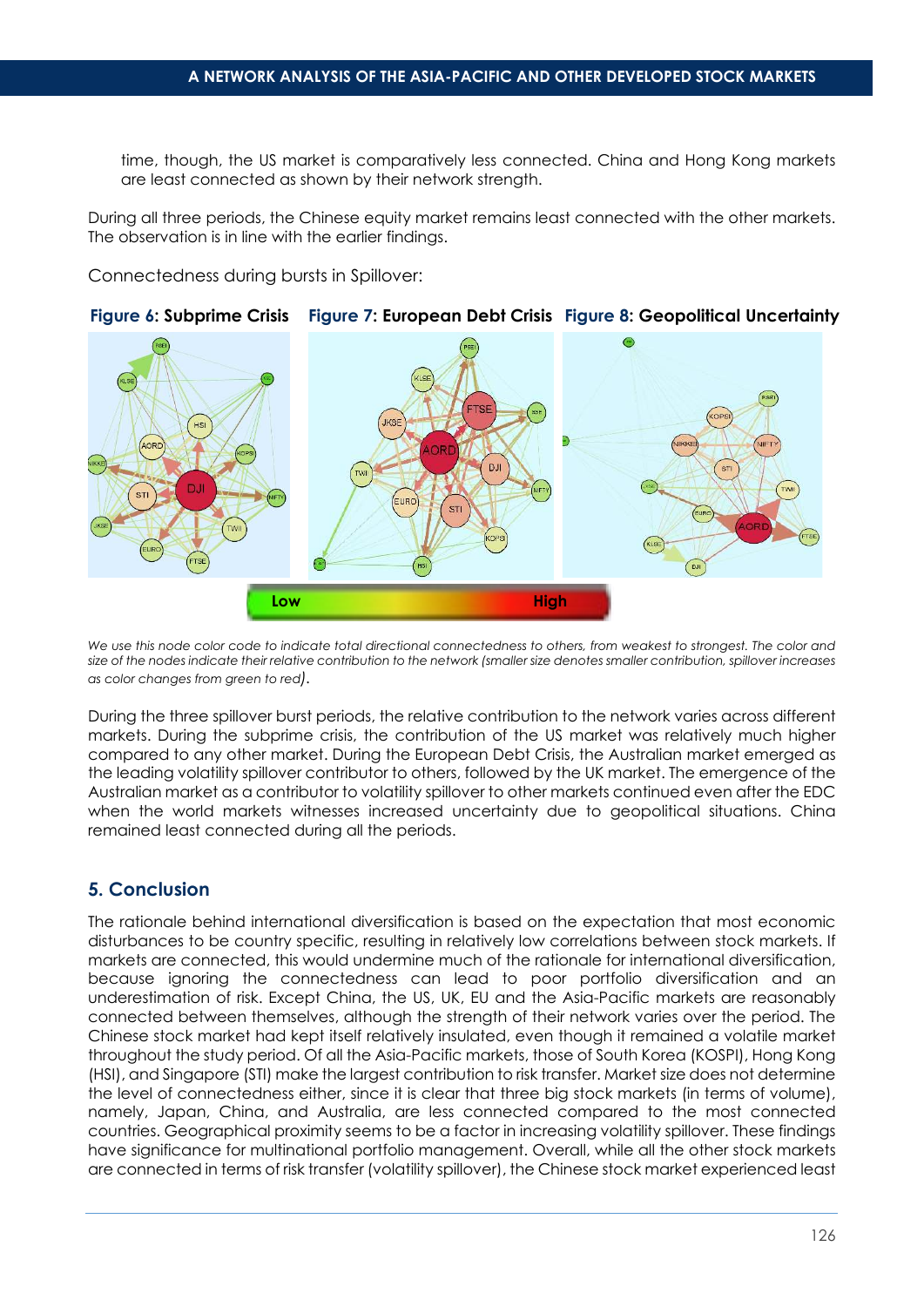time, though, the US market is comparatively less connected. China and Hong Kong markets are least connected as shown by their network strength.

During all three periods, the Chinese equity market remains least connected with the other markets. The observation is in line with the earlier findings.

Connectedness during bursts in Spillover:

**Figure 6: Subprime Crisis** **Figure 7: European Debt Crisis** **Figure 8: Geopolitical Uncertainty**

*We use this node color code to indicate total directional connectedness to others, from weakest to strongest. The color and size of the nodes indicate their relative contribution to the network (smaller size denotes smaller contribution, spillover increases as color changes from green to red).*

During the three spillover burst periods, the relative contribution to the network varies across different markets. During the subprime crisis, the contribution of the US market was relatively much higher compared to any other market. During the European Debt Crisis, the Australian market emerged as the leading volatility spillover contributor to others, followed by the UK market. The emergence of the Australian market as a contributor to volatility spillover to other markets continued even after the EDC when the world markets witnesses increased uncertainty due to geopolitical situations. China remained least connected during all the periods.

## 5. Conclusion

The rationale behind international diversification is based on the expectation that most economic disturbances to be country specific, resulting in relatively low correlations between stock markets. If markets are connected, this would undermine much of the rationale for international diversification, because ignoring the connectedness can lead to poor portfolio diversification and an underestimation of risk. Except China, the US, UK, EU and the Asia-Pacific markets are reasonably connected between themselves, although the strength of their network varies over the period. The Chinese stock market had kept itself relatively insulated, even though it remained a volatile market throughout the study period. Of all the Asia-Pacific markets, those of South Korea (KOSPI), Hong Kong (HSI), and Singapore (STI) make the largest contribution to risk transfer. Market size does not determine the level of connectedness either, since it is clear that three big stock markets (in terms of volume), namely, Japan, China, and Australia, are less connected compared to the most connected countries. Geographical proximity seems to be a factor in increasing volatility spillover. These findings have significance for multinational portfolio management. Overall, while all the other stock markets are connected in terms of risk transfer (volatility spillover), the Chinese stock market experienced least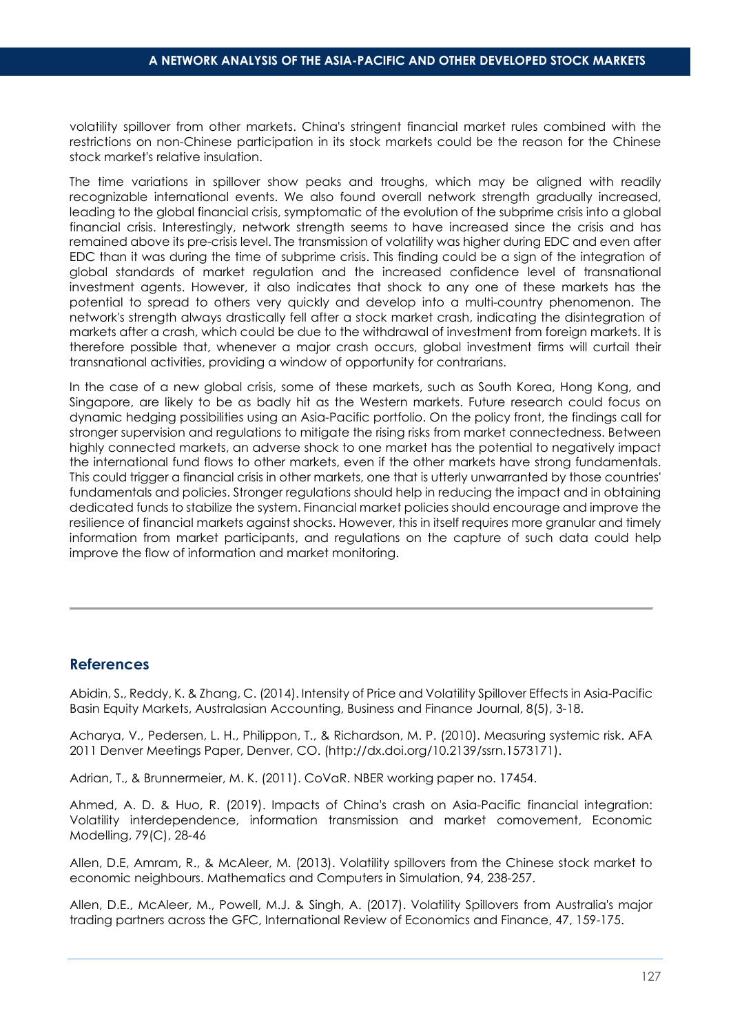volatility spillover from other markets. China's stringent financial market rules combined with the restrictions on non-Chinese participation in its stock markets could be the reason for the Chinese stock market's relative insulation.

The time variations in spillover show peaks and troughs, which may be aligned with readily recognizable international events. We also found overall network strength gradually increased, leading to the global financial crisis, symptomatic of the evolution of the subprime crisis into a global financial crisis. Interestingly, network strength seems to have increased since the crisis and has remained above its pre-crisis level. The transmission of volatility was higher during EDC and even after EDC than it was during the time of subprime crisis. This finding could be a sign of the integration of global standards of market regulation and the increased confidence level of transnational investment agents. However, it also indicates that shock to any one of these markets has the potential to spread to others very quickly and develop into a multi-country phenomenon. The network's strength always drastically fell after a stock market crash, indicating the disintegration of markets after a crash, which could be due to the withdrawal of investment from foreign markets. It is therefore possible that, whenever a major crash occurs, global investment firms will curtail their transnational activities, providing a window of opportunity for contrarians.

In the case of a new global crisis, some of these markets, such as South Korea, Hong Kong, and Singapore, are likely to be as badly hit as the Western markets. Future research could focus on dynamic hedging possibilities using an Asia-Pacific portfolio. On the policy front, the findings call for stronger supervision and regulations to mitigate the rising risks from market connectedness. Between highly connected markets, an adverse shock to one market has the potential to negatively impact the international fund flows to other markets, even if the other markets have strong fundamentals. This could trigger a financial crisis in other markets, one that is utterly unwarranted by those countries' fundamentals and policies. Stronger regulations should help in reducing the impact and in obtaining dedicated funds to stabilize the system. Financial market policies should encourage and improve the resilience of financial markets against shocks. However, this in itself requires more granular and timely information from market participants, and regulations on the capture of such data could help improve the flow of information and market monitoring.

## References

Abidin, S., Reddy, K. & Zhang, C. (2014). Intensity of Price and Volatility Spillover Effects in Asia-Pacific Basin Equity Markets, Australasian Accounting, Business and Finance Journal, 8(5), 3-18.

Acharya, V., Pedersen, L. H., Philippon, T., & Richardson, M. P. (2010). Measuring systemic risk. AFA 2011 Denver Meetings Paper, Denver, CO. (http://dx.doi.org/10.2139/ssrn.1573171).

Adrian, T., & Brunnermeier, M. K. (2011). CoVaR. NBER working paper no. 17454.

Ahmed, A. D. & Huo, R. (2019). Impacts of China's crash on Asia-Pacific financial integration: Volatility interdependence, information transmission and market comovement, Economic Modelling, 79(C), 28-46

Allen, D.E, Amram, R., & McAleer, M. (2013). Volatility spillovers from the Chinese stock market to economic neighbours. Mathematics and Computers in Simulation, 94, 238-257.

Allen, D.E., McAleer, M., Powell, M.J. & Singh, A. (2017). Volatility Spillovers from Australia's major trading partners across the GFC, International Review of Economics and Finance, 47, 159-175.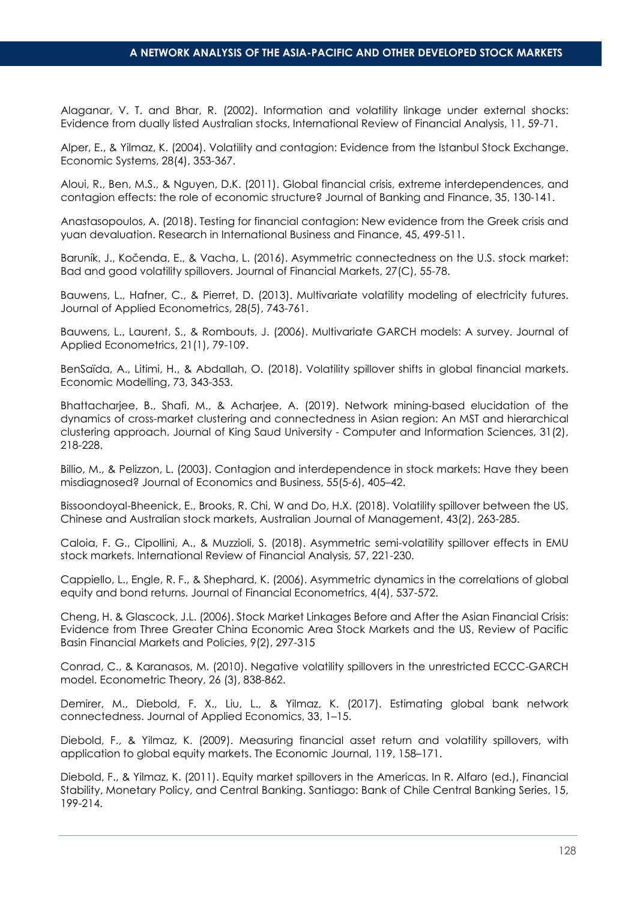Alaganar, V. T. and Bhar, R. (2002). Information and volatility linkage under external shocks: Evidence from dually listed Australian stocks, International Review of Financial Analysis, 11, 59-71.

Alper, E., & Yilmaz, K. (2004). Volatility and contagion: Evidence from the Istanbul Stock Exchange. Economic Systems, 28(4), 353-367.

Aloui, R., Ben, M.S., & Nguyen, D.K. (2011). Global financial crisis, extreme interdependences, and contagion effects: the role of economic structure? Journal of Banking and Finance, 35, 130-141.

Anastasopoulos, A. (2018). Testing for financial contagion: New evidence from the Greek crisis and yuan devaluation. Research in International Business and Finance, 45, 499-511.

Baruník, J., Kočenda, E., & Vacha, L. (2016). Asymmetric connectedness on the U.S. stock market: Bad and good volatility spillovers. Journal of Financial Markets, 27(C), 55-78.

Bauwens, L., Hafner, C., & Pierret, D. (2013). Multivariate volatility modeling of electricity futures. Journal of Applied Econometrics, 28(5), 743-761.

Bauwens, L., Laurent, S., & Rombouts, J. (2006). Multivariate GARCH models: A survey. Journal of Applied Econometrics, 21(1), 79-109.

BenSaïda, A., Litimi, H., & Abdallah, O. (2018). Volatility spillover shifts in global financial markets. Economic Modelling, 73, 343-353.

Bhattacharjee, B., Shafi, M., & Acharjee, A. (2019). Network mining-based elucidation of the dynamics of cross-market clustering and connectedness in Asian region: An MST and hierarchical clustering approach. Journal of King Saud University - Computer and Information Sciences, 31(2), 218-228.

Billio, M., & Pelizzon, L. (2003). Contagion and interdependence in stock markets: Have they been misdiagnosed? Journal of Economics and Business, 55(5-6), 405–42.

Bissoondoyal-Bheenick, E., Brooks, R. Chi, W and Do, H.X. (2018). Volatility spillover between the US, Chinese and Australian stock markets, Australian Journal of Management, 43(2), 263-285.

Caloia, F. G., Cipollini, A., & Muzzioli, S. (2018). Asymmetric semi-volatility spillover effects in EMU stock markets. International Review of Financial Analysis, 57, 221-230.

Cappiello, L., Engle, R. F., & Shephard, K. (2006). Asymmetric dynamics in the correlations of global equity and bond returns. Journal of Financial Econometrics, 4(4), 537-572.

Cheng, H. & Glascock, J.L. (2006). Stock Market Linkages Before and After the Asian Financial Crisis: Evidence from Three Greater China Economic Area Stock Markets and the US, Review of Pacific Basin Financial Markets and Policies, 9(2), 297-315

Conrad, C., & Karanasos, M. (2010). Negative volatility spillovers in the unrestricted ECCC-GARCH model. Econometric Theory, 26 (3), 838-862.

Demirer, M., Diebold, F. X., Liu, L., & Yilmaz, K. (2017). Estimating global bank network connectedness. Journal of Applied Economics, 33, 1–15.

Diebold, F., & Yilmaz, K. (2009). Measuring financial asset return and volatility spillovers, with application to global equity markets. The Economic Journal, 119, 158–171.

Diebold, F., & Yilmaz, K. (2011). Equity market spillovers in the Americas. In R. Alfaro (ed.), Financial Stability, Monetary Policy, and Central Banking. Santiago: Bank of Chile Central Banking Series, 15, 199-214.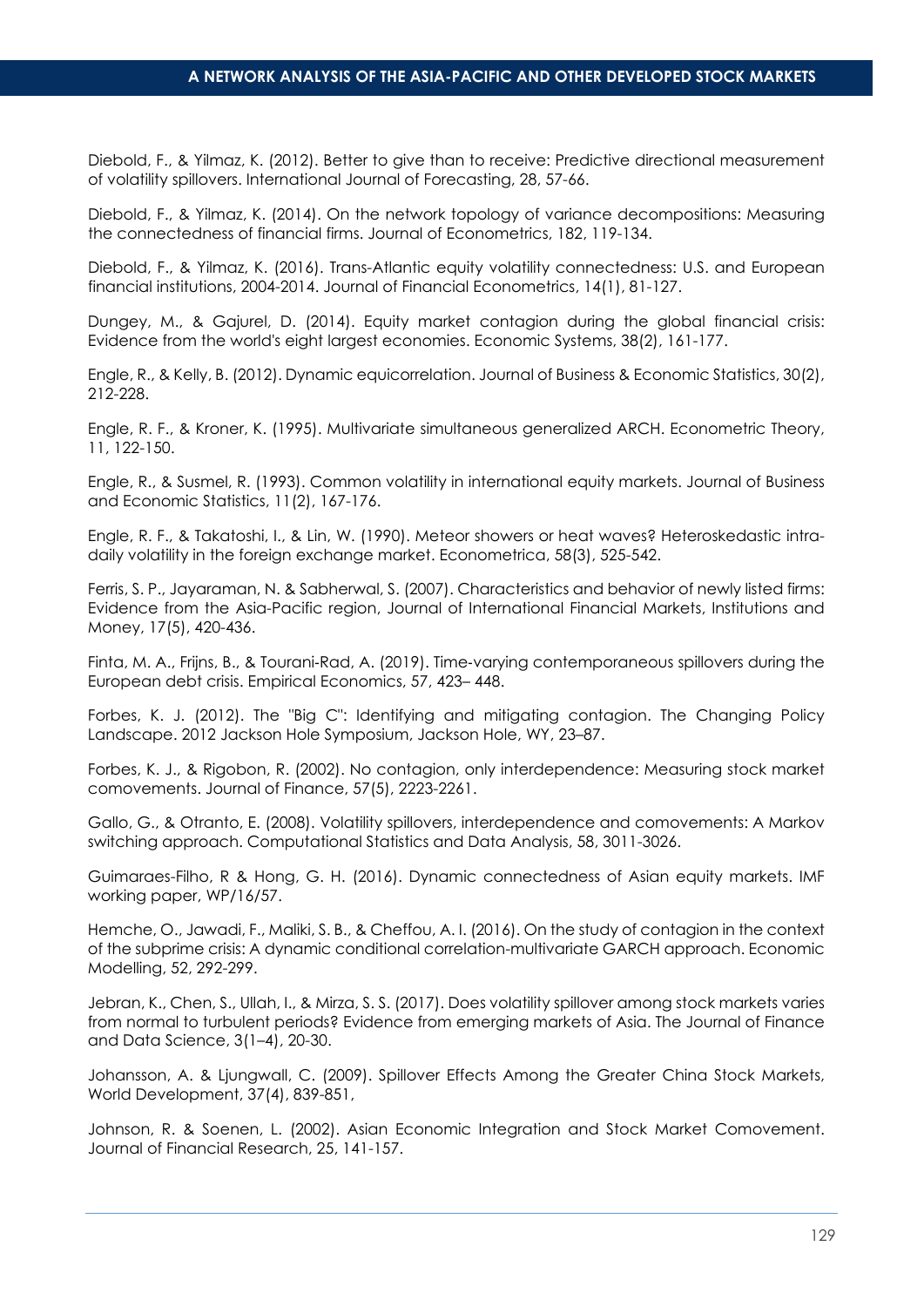Diebold, F., & Yilmaz, K. (2012). Better to give than to receive: Predictive directional measurement of volatility spillovers. International Journal of Forecasting, 28, 57-66.

Diebold, F., & Yilmaz, K. (2014). On the network topology of variance decompositions: Measuring the connectedness of financial firms. Journal of Econometrics, 182, 119-134.

Diebold, F., & Yilmaz, K. (2016). Trans-Atlantic equity volatility connectedness: U.S. and European financial institutions, 2004-2014. Journal of Financial Econometrics, 14(1), 81-127.

Dungey, M., & Gajurel, D. (2014). Equity market contagion during the global financial crisis: Evidence from the world's eight largest economies. Economic Systems, 38(2), 161-177.

Engle, R., & Kelly, B. (2012). Dynamic equicorrelation. Journal of Business & Economic Statistics, 30(2), 212-228.

Engle, R. F., & Kroner, K. (1995). Multivariate simultaneous generalized ARCH. Econometric Theory, 11, 122-150.

Engle, R., & Susmel, R. (1993). Common volatility in international equity markets. Journal of Business and Economic Statistics, 11(2), 167-176.

Engle, R. F., & Takatoshi, I., & Lin, W. (1990). Meteor showers or heat waves? Heteroskedastic intra-daily volatility in the foreign exchange market. Econometrica, 58(3), 525-542.

Ferris, S. P., Jayaraman, N. & Sabherwal, S. (2007). Characteristics and behavior of newly listed firms: Evidence from the Asia-Pacific region, Journal of International Financial Markets, Institutions and Money, 17(5), 420-436.

Finta, M. A., Frijns, B., & Tourani-Rad, A. (2019). Time-varying contemporaneous spillovers during the European debt crisis. Empirical Economics, 57, 423– 448.

Forbes, K. J. (2012). The "Big C": Identifying and mitigating contagion. The Changing Policy Landscape. 2012 Jackson Hole Symposium, Jackson Hole, WY, 23–87.

Forbes, K. J., & Rigobon, R. (2002). No contagion, only interdependence: Measuring stock market comovements. Journal of Finance, 57(5), 2223-2261.

Gallo, G., & Otranto, E. (2008). Volatility spillovers, interdependence and comovements: A Markov switching approach. Computational Statistics and Data Analysis, 58, 3011-3026.

Guimaraes-Filho, R & Hong, G. H. (2016). Dynamic connectedness of Asian equity markets. IMF working paper, WP/16/57.

Hemche, O., Jawadi, F., Maliki, S. B., & Cheffou, A. I. (2016). On the study of contagion in the context of the subprime crisis: A dynamic conditional correlation-multivariate GARCH approach. Economic Modelling, 52, 292-299.

Jebran, K., Chen, S., Ullah, I., & Mirza, S. S. (2017). Does volatility spillover among stock markets varies from normal to turbulent periods? Evidence from emerging markets of Asia. The Journal of Finance and Data Science, 3(1–4), 20-30.

Johansson, A. & Ljungwall, C. (2009). Spillover Effects Among the Greater China Stock Markets, World Development, 37(4), 839-851,

Johnson, R. & Soenen, L. (2002). Asian Economic Integration and Stock Market Comovement. Journal of Financial Research, 25, 141-157.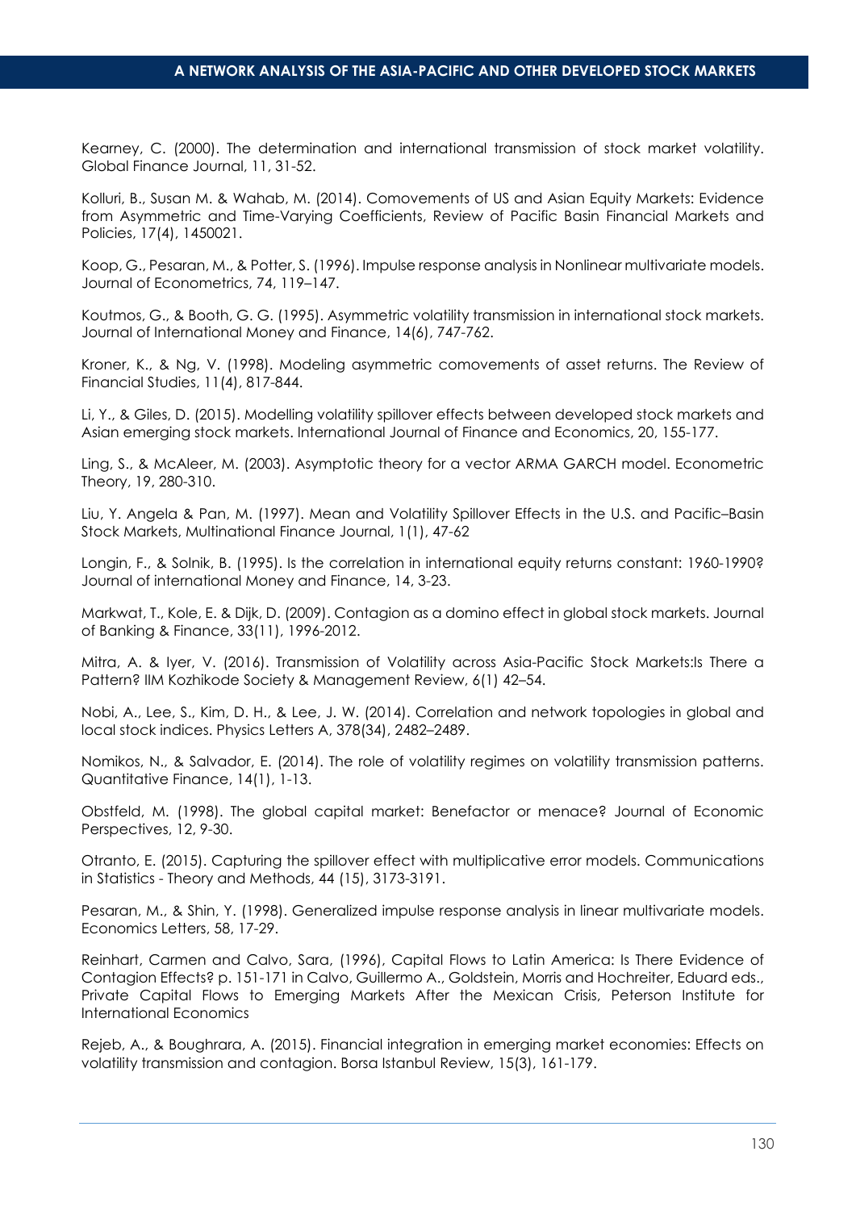Kearney, C. (2000). The determination and international transmission of stock market volatility. Global Finance Journal, 11, 31-52.

Kolluri, B., Susan M. & Wahab, M. (2014). Comovements of US and Asian Equity Markets: Evidence from Asymmetric and Time-Varying Coefficients, Review of Pacific Basin Financial Markets and Policies, 17(4), 1450021.

Koop, G., Pesaran, M., & Potter, S. (1996). Impulse response analysis in Nonlinear multivariate models. Journal of Econometrics, 74, 119–147.

Koutmos, G., & Booth, G. G. (1995). Asymmetric volatility transmission in international stock markets. Journal of International Money and Finance, 14(6), 747-762.

Kroner, K., & Ng, V. (1998). Modeling asymmetric comovements of asset returns. The Review of Financial Studies, 11(4), 817-844.

Li, Y., & Giles, D. (2015). Modelling volatility spillover effects between developed stock markets and Asian emerging stock markets. International Journal of Finance and Economics, 20, 155-177.

Ling, S., & McAleer, M. (2003). Asymptotic theory for a vector ARMA GARCH model. Econometric Theory, 19, 280-310.

Liu, Y. Angela & Pan, M. (1997). Mean and Volatility Spillover Effects in the U.S. and Pacific–Basin Stock Markets, Multinational Finance Journal, 1(1), 47-62

Longin, F., & Solnik, B. (1995). Is the correlation in international equity returns constant: 1960-1990? Journal of international Money and Finance, 14, 3-23.

Markwat, T., Kole, E. & Dijk, D. (2009). Contagion as a domino effect in global stock markets. Journal of Banking & Finance, 33(11), 1996-2012.

Mitra, A. & Iyer, V. (2016). Transmission of Volatility across Asia-Pacific Stock Markets:Is There a Pattern? IIM Kozhikode Society & Management Review, 6(1) 42–54.

Nobi, A., Lee, S., Kim, D. H., & Lee, J. W. (2014). Correlation and network topologies in global and local stock indices. Physics Letters A, 378(34), 2482–2489.

Nomikos, N., & Salvador, E. (2014). The role of volatility regimes on volatility transmission patterns. Quantitative Finance, 14(1), 1-13.

Obstfeld, M. (1998). The global capital market: Benefactor or menace? Journal of Economic Perspectives, 12, 9-30.

Otranto, E. (2015). Capturing the spillover effect with multiplicative error models. Communications in Statistics - Theory and Methods, 44 (15), 3173-3191.

Pesaran, M., & Shin, Y. (1998). Generalized impulse response analysis in linear multivariate models. Economics Letters, 58, 17-29.

Reinhart, Carmen and Calvo, Sara, (1996), Capital Flows to Latin America: Is There Evidence of Contagion Effects? p. 151-171 in Calvo, Guillermo A., Goldstein, Morris and Hochreiter, Eduard eds., Private Capital Flows to Emerging Markets After the Mexican Crisis, Peterson Institute for International Economics

Rejeb, A., & Boughrara, A. (2015). Financial integration in emerging market economies: Effects on volatility transmission and contagion. Borsa Istanbul Review, 15(3), 161-179.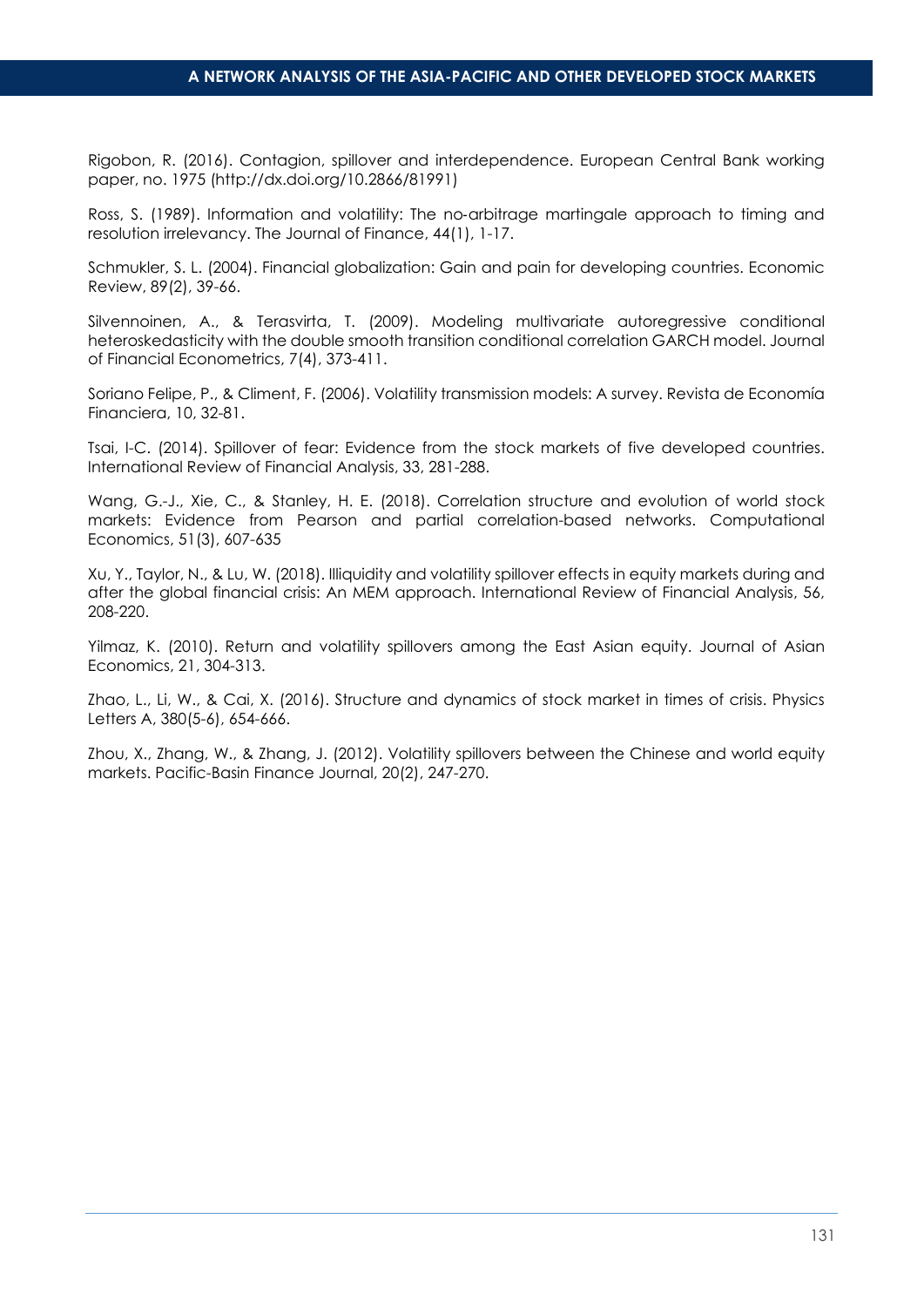Rigobon, R. (2016). Contagion, spillover and interdependence. European Central Bank working paper, no. 1975 (http://dx.doi.org/10.2866/81991)

Ross, S. (1989). Information and volatility: The no-arbitrage martingale approach to timing and resolution irrelevancy. The Journal of Finance, 44(1), 1-17.

Schmukler, S. L. (2004). Financial globalization: Gain and pain for developing countries. Economic Review, 89(2), 39-66.

Silvennoinen, A., & Terasvirta, T. (2009). Modeling multivariate autoregressive conditional heteroskedasticity with the double smooth transition conditional correlation GARCH model. Journal of Financial Econometrics, 7(4), 373-411.

Soriano Felipe, P., & Climent, F. (2006). Volatility transmission models: A survey. Revista de Economía Financiera, 10, 32-81.

Tsai, I-C. (2014). Spillover of fear: Evidence from the stock markets of five developed countries. International Review of Financial Analysis, 33, 281-288.

Wang, G.-J., Xie, C., & Stanley, H. E. (2018). Correlation structure and evolution of world stock markets: Evidence from Pearson and partial correlation-based networks. Computational Economics, 51(3), 607-635

Xu, Y., Taylor, N., & Lu, W. (2018). Illiquidity and volatility spillover effects in equity markets during and after the global financial crisis: An MEM approach. International Review of Financial Analysis, 56, 208-220.

Yilmaz, K. (2010). Return and volatility spillovers among the East Asian equity. Journal of Asian Economics, 21, 304-313.

Zhao, L., Li, W., & Cai, X. (2016). Structure and dynamics of stock market in times of crisis. Physics Letters A, 380(5-6), 654-666.

Zhou, X., Zhang, W., & Zhang, J. (2012). Volatility spillovers between the Chinese and world equity markets. Pacific-Basin Finance Journal, 20(2), 247-270.